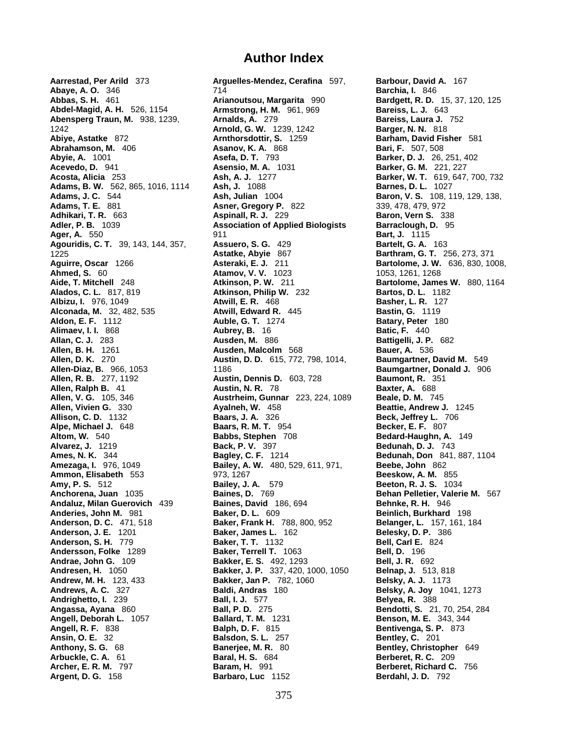# Author Index

**Aarrestad, Per Arild** 373
**Abaye, A. O.** 346
**Abbas, S. H.** 461
**Abdel-Magid, A. H.** 526, 1154
**Abensperg Traun, M.** 938, 1239, 1242
**Abiye, Astatke** 872
**Abrahamson, M.** 406
**Abyie, A.** 1001
**Acevedo, D.** 941
**Acosta, Alicia** 253
**Adams, B. W.** 562, 865, 1016, 1114
**Adams, J. C.** 544
**Adams, T. E.** 881
**Adhikari, T. R.** 663
**Adler, P. B.** 1039
**Ager, A.** 550
**Agouridis, C. T.** 39, 143, 144, 357, 1225
**Aguirre, Oscar** 1266
**Ahmed, S.** 60
**Aide, T. Mitchell** 248
**Alados, C. L.** 817, 819
**Albizu, I.** 976, 1049
**Alconada, M.** 32, 482, 535
**Aldon, E. F.** 1112
**Alimaev, I. I.** 868
**Allan, C. J.** 283
**Allen, B. H.** 1261
**Allen, D. K.** 270
**Allen-Diaz, B.** 966, 1053
**Allen, R. B.** 277, 1192
**Allen, Ralph B.** 41
**Allen, V. G.** 105, 346
**Allen, Vivien G.** 330
**Allison, C. D.** 1132
**Alpe, Michael J.** 648
**Altom, W.** 540
**Alvarez, J.** 1219
**Ames, N. K.** 344
**Amezaga, I.** 976, 1049
**Ammon, Elisabeth** 553
**Amy, P. S.** 512
**Anchorena, Juan** 1035
**Andaluz, Milan Guerovich** 439
**Anderies, John M.** 981
**Anderson, D. C.** 471, 518
**Anderson, J. E.** 1201
**Anderson, S. H.** 779
**Andersson, Folke** 1289
**Andrae, John G.** 109
**Andresen, H.** 1050
**Andrew, M. H.** 123, 433
**Andrews, A. C.** 327
**Andrighetto, I.** 239
**Angassa, Ayana** 860
**Angell, Deborah L.** 1057
**Angell, R. F.** 838
**Ansin, O. E.** 32
**Anthony, S. G.** 68
**Arbuckle, C. A.** 61
**Archer, E. R. M.** 797
**Argent, D. G.** 158
**Arguelles-Mendez, Cerafina** 597, 714
**Arianoutsou, Margarita** 990
**Armstrong, H. M.** 961, 969
**Arnalds, A.** 279
**Arnold, G. W.** 1239, 1242
**Arnthorsdottir, S.** 1259
**Asanov, K. A.** 868
**Asefa, D. T.** 793
**Asensio, M. A.** 1031
**Ash, A. J.** 1277
**Ash, J.** 1088
**Ash, Julian** 1004
**Asner, Gregory P.** 822
**Aspinall, R. J.** 229
**Association of Applied Biologists** 911
**Assuero, S. G.** 429
**Astatke, Abyie** 867
**Asteraki, E. J.** 211
**Atamov, V. V.** 1023
**Atkinson, P. W.** 211
**Atkinson, Philip W.** 232
**Atwill, E. R.** 468
**Atwill, Edward R.** 445
**Auble, G. T.** 1274
**Aubrey, B.** 16
**Ausden, M.** 886
**Ausden, Malcolm** 568
**Austin, D. D.** 615, 772, 798, 1014, 1186
**Austin, Dennis D.** 603, 728
**Austin, N. R.** 78
**Austrheim, Gunnar** 223, 224, 1089
**Ayalneh, W.** 458
**Baars, J. A.** 326
**Baars, R. M. T.** 954
**Babbs, Stephen** 708
**Back, P. V.** 397
**Bagley, C. F.** 1214
**Bailey, A. W.** 480, 529, 611, 971, 973, 1267
**Bailey, J. A.** 579
**Baines, D.** 769
**Baines, David** 186, 694
**Baker, D. L.** 609
**Baker, Frank H.** 788, 800, 952
**Baker, James L.** 162
**Baker, T. T.** 1132
**Baker, Terrell T.** 1063
**Bakker, E. S.** 492, 1293
**Bakker, J. P.** 337, 420, 1000, 1050
**Bakker, Jan P.** 782, 1060
**Baldi, Andras** 180
**Ball, I. J.** 577
**Ball, P. D.** 275
**Ballard, T. M.** 1231
**Balph, D. F.** 815
**Balsdon, S. L.** 257
**Banerjee, M. R.** 80
**Baral, H. S.** 684
**Baram, H.** 991
**Barbaro, Luc** 1152
**Barbour, David A.** 167
**Barchia, I.** 846
**Bardgett, R. D.** 15, 37, 120, 125
**Bareiss, L. J.** 643
**Bareiss, Laura J.** 752
**Barger, N. N.** 818
**Barham, David Fisher** 581
**Bari, F.** 507, 508
**Barker, D. J.** 26, 251, 402
**Barker, G. M.** 221, 227
**Barker, W. T.** 619, 647, 700, 732
**Barnes, D. L.** 1027
**Baron, V. S.** 108, 119, 129, 138, 339, 478, 479, 972
**Baron, Vern S.** 338
**Barraclough, D.** 95
**Bart, J.** 1115
**Bartelt, G. A.** 163
**Barthram, G. T.** 256, 273, 371
**Bartolome, J. W.** 636, 830, 1008, 1053, 1261, 1268
**Bartolome, James W.** 880, 1164
**Bartos, D. L.** 1182
**Basher, L. R.** 127
**Bastin, G.** 1119
**Batary, Peter** 180
**Batic, F.** 440
**Battigelli, J. P.** 682
**Bauer, A.** 536
**Baumgartner, David M.** 549
**Baumgartner, Donald J.** 906
**Baumont, R.** 351
**Baxter, A.** 688
**Beale, D. M.** 745
**Beattie, Andrew J.** 1245
**Beck, Jeffrey L.** 706
**Becker, E. F.** 807
**Bedard-Haughn, A.** 149
**Bedunah, D. J.** 743
**Bedunah, Don** 841, 887, 1104
**Beebe, John** 862
**Beeskow, A. M.** 855
**Beeton, R. J. S.** 1034
**Behan Pelletier, Valerie M.** 567
**Behnke, R. H.** 946
**Beinlich, Burkhard** 198
**Belanger, L.** 157, 161, 184
**Belesky, D. P.** 386
**Bell, Carl E.** 824
**Bell, D.** 196
**Bell, J. R.** 692
**Belnap, J.** 513, 818
**Belsky, A. J.** 1173
**Belsky, A. Joy** 1041, 1273
**Belyea, R.** 388
**Bendotti, S.** 21, 70, 254, 284
**Benson, M. E.** 343, 344
**Bentivenga, S. P.** 873
**Bentley, C.** 201
**Bentley, Christopher** 649
**Berberet, R. C.** 209
**Berberet, Richard C.** 756
**Berdahl, J. D.** 792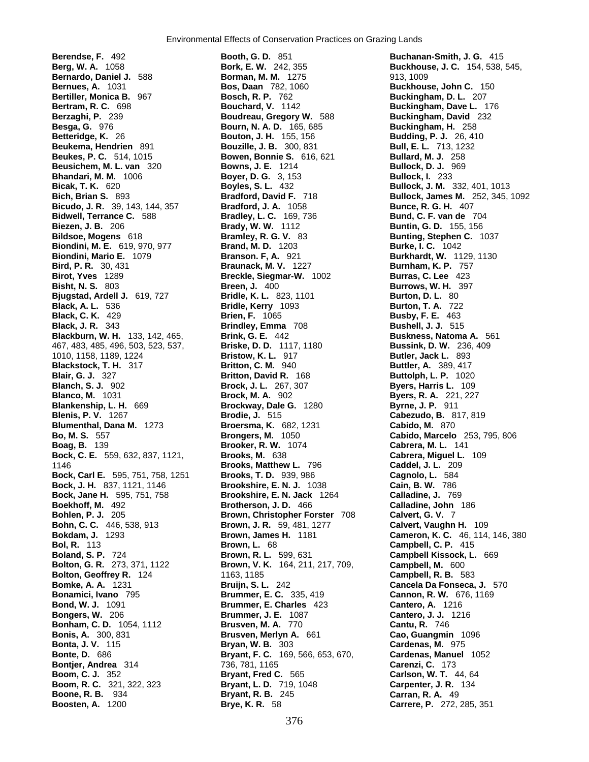**Berendse, F.** 492
**Berg, W. A.** 1058
**Bernardo, Daniel J.** 588
**Bernues, A.** 1031
**Bertiller, Monica B.** 967
**Bertram, R. C.** 698
**Berzaghi, P.** 239
**Besga, G.** 976
**Betteridge, K.** 26
**Beukema, Hendrien** 891
**Beukes, P. C.** 514, 1015
**Beusichem, M. L. van** 320
**Bhandari, M. M.** 1006
**Bicak, T. K.** 620
**Bich, Brian S.** 893
**Bicudo, J. R.** 39, 143, 144, 357
**Bidwell, Terrance C.** 588
**Biezen, J. B.** 206
**Bildsoe, Mogens** 618
**Biondini, M. E.** 619, 970, 977
**Biondini, Mario E.** 1079
**Bird, P. R.** 30, 431
**Birot, Yves** 1289
**Bisht, N. S.** 803
**Bjugstad, Ardell J.** 619, 727
**Black, A. L.** 536
**Black, C. K.** 429
**Black, J. R.** 343
**Blackburn, W. H.** 133, 142, 465, 467, 483, 485, 496, 503, 523, 537, 1010, 1158, 1189, 1224
**Blackstock, T. H.** 317
**Blair, G. J.** 327
**Blanch, S. J.** 902
**Blanco, M.** 1031
**Blankenship, L. H.** 669
**Blenis, P. V.** 1267
**Blumenthal, Dana M.** 1273
**Bo, M. S.** 557
**Boag, B.** 139
**Bock, C. E.** 559, 632, 837, 1121, 1146
**Bock, Carl E.** 595, 751, 758, 1251
**Bock, J. H.** 837, 1121, 1146
**Bock, Jane H.** 595, 751, 758
**Boekhoff, M.** 492
**Bohlen, P. J.** 205
**Bohn, C. C.** 446, 538, 913
**Bokdam, J.** 1293
**Bol, R.** 113
**Boland, S. P.** 724
**Bolton, G. R.** 273, 371, 1122
**Bolton, Geoffrey R.** 124
**Bomke, A. A.** 1231
**Bonamici, Ivano** 795
**Bond, W. J.** 1091
**Bongers, W.** 206
**Bonham, C. D.** 1054, 1112
**Bonis, A.** 300, 831
**Bonta, J. V.** 115
**Bonte, D.** 686
**Bontjer, Andrea** 314
**Boom, C. J.** 352
**Boom, R. C.** 321, 322, 323
**Boone, R. B.** 934
**Boosten, A.** 1200
**Booth, G. D.** 851
**Bork, E. W.** 242, 355
**Borman, M. M.** 1275
**Bos, Daan** 782, 1060
**Bosch, R. P.** 762
**Bouchard, V.** 1142
**Boudreau, Gregory W.** 588
**Bourn, N. A. D.** 165, 685
**Bouton, J. H.** 155, 156
**Bouzille, J. B.** 300, 831
**Bowen, Bonnie S.** 616, 621
**Bowns, J. E.** 1214
**Boyer, D. G.** 3, 153
**Boyles, S. L.** 432
**Bradford, David F.** 718
**Bradford, J. A.** 1058
**Bradley, L. C.** 169, 736
**Brady, W. W.** 1112
**Bramley, R. G. V.** 83
**Brand, M. D.** 1203
**Branson. F, A.** 921
**Braunack, M. V.** 1227
**Breckle, Siegmar-W.** 1002
**Breen, J.** 400
**Bridle, K. L.** 823, 1101
**Bridle, Kerry** 1093
**Brien, F.** 1065
**Brindley, Emma** 708
**Brink, G. E.** 442
**Briske, D. D.** 1117, 1180
**Bristow, K. L.** 917
**Britton, C. M.** 940
**Britton, David R.** 168
**Brock, J. L.** 267, 307
**Brock, M. A.** 902
**Brockway, Dale G.** 1280
**Brodie, J.** 515
**Broersma, K.** 682, 1231
**Brongers, M.** 1050
**Brooker, R. W.** 1074
**Brooks, M.** 638
**Brooks, Matthew L.** 796
**Brooks, T. D.** 939, 986
**Brookshire, E. N. J.** 1038
**Brookshire, E. N. Jack** 1264
**Brotherson, J. D.** 466
**Brown, Christopher Forster** 708
**Brown, J. R.** 59, 481, 1277
**Brown, James H.** 1181
**Brown, L.** 68
**Brown, R. L.** 599, 631
**Brown, V. K.** 164, 211, 217, 709, 1163, 1185
**Bruijn, S. L.** 242
**Brummer, E. C.** 335, 419
**Brummer, E. Charles** 423
**Brummer, J. E.** 1087
**Brusven, M. A.** 770
**Brusven, Merlyn A.** 661
**Bryan, W. B.** 303
**Bryant, F. C.** 169, 566, 653, 670, 736, 781, 1165
**Bryant, Fred C.** 565
**Bryant, L. D.** 719, 1048
**Bryant, R. B.** 245
**Brye, K. R.** 58
**Buchanan-Smith, J. G.** 415
**Buckhouse, J. C.** 154, 538, 545, 913, 1009
**Buckhouse, John C.** 150
**Buckingham, D. L.** 207
**Buckingham, Dave L.** 176
**Buckingham, David** 232
**Buckingham, H.** 258
**Budding, P. J.** 26, 410
**Bull, E. L.** 713, 1232
**Bullard, M. J.** 258
**Bullock, D. J.** 969
**Bullock, I.** 233
**Bullock, J. M.** 332, 401, 1013
**Bullock, James M.** 252, 345, 1092
**Bunce, R. G. H.** 407
**Bund, C. F. van de** 704
**Buntin, G. D.** 155, 156
**Bunting, Stephen C.** 1037
**Burke, I. C.** 1042
**Burkhardt, W.** 1129, 1130
**Burnham, K. P.** 757
**Burras, C. Lee** 423
**Burrows, W. H.** 397
**Burton, D. L.** 80
**Burton, T. A.** 722
**Busby, F. E.** 463
**Bushell, J. J.** 515
**Buskness, Natoma A.** 561
**Bussink, D. W.** 236, 409
**Butler, Jack L.** 893
**Buttler, A.** 389, 417
**Buttolph, L. P.** 1020
**Byers, Harris L.** 109
**Byers, R. A.** 221, 227
**Byrne, J. P.** 911
**Cabezudo, B.** 817, 819
**Cabido, M.** 870
**Cabido, Marcelo** 253, 795, 806
**Cabrera, M. L.** 141
**Cabrera, Miguel L.** 109
**Caddel, J. L.** 209
**Cagnolo, L.** 584
**Cain, B. W.** 786
**Calladine, J.** 769
**Calladine, John** 186
**Calvert, G. V.** 7
**Calvert, Vaughn H.** 109
**Cameron, K. C.** 46, 114, 146, 380
**Campbell, C. P.** 415
**Campbell Kissock, L.** 669
**Campbell, M.** 600
**Campbell, R. B.** 583
**Cancela Da Fonseca, J.** 570
**Cannon, R. W.** 676, 1169
**Cantero, A.** 1216
**Cantero, J. J.** 1216
**Cantu, R.** 746
**Cao, Guangmin** 1096
**Cardenas, M.** 975
**Cardenas, Manuel** 1052
**Carenzi, C.** 173
**Carlson, W. T.** 44, 64
**Carpenter, J. R.** 134
**Carran, R. A.** 49
**Carrere, P.** 272, 285, 351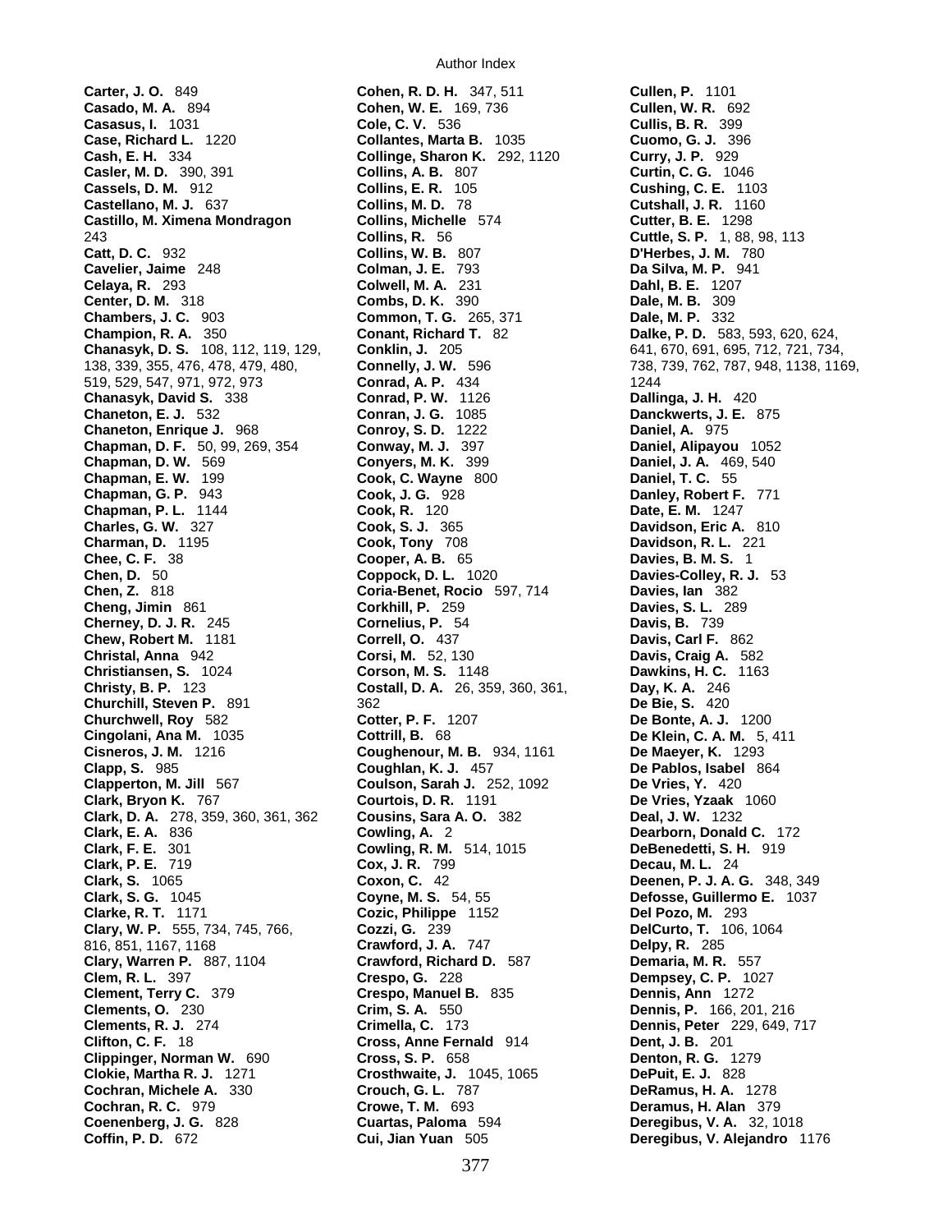**Carter, J. O.** 849
**Casado, M. A.** 894
**Casasus, I.** 1031
**Case, Richard L.** 1220
**Cash, E. H.** 334
**Casler, M. D.** 390, 391
**Cassels, D. M.** 912
**Castellano, M. J.** 637
**Castillo, M. Ximena Mondragon** 243
**Catt, D. C.** 932
**Cavelier, Jaime** 248
**Celaya, R.** 293
**Center, D. M.** 318
**Chambers, J. C.** 903
**Champion, R. A.** 350
**Chanasyk, D. S.** 108, 112, 119, 129, 138, 339, 355, 476, 478, 479, 480, 519, 529, 547, 971, 972, 973
**Chanasyk, David S.** 338
**Chaneton, E. J.** 532
**Chaneton, Enrique J.** 968
**Chapman, D. F.** 50, 99, 269, 354
**Chapman, D. W.** 569
**Chapman, E. W.** 199
**Chapman, G. P.** 943
**Chapman, P. L.** 1144
**Charles, G. W.** 327
**Charman, D.** 1195
**Chee, C. F.** 38
**Chen, D.** 50
**Chen, Z.** 818
**Cheng, Jimin** 861
**Cherney, D. J. R.** 245
**Chew, Robert M.** 1181
**Christal, Anna** 942
**Christiansen, S.** 1024
**Christy, B. P.** 123
**Churchill, Steven P.** 891
**Churchwell, Roy** 582
**Cingolani, Ana M.** 1035
**Cisneros, J. M.** 1216
**Clapp, S.** 985
**Clapperton, M. Jill** 567
**Clark, Bryon K.** 767
**Clark, D. A.** 278, 359, 360, 361, 362
**Clark, E. A.** 836
**Clark, F. E.** 301
**Clark, P. E.** 719
**Clark, S.** 1065
**Clark, S. G.** 1045
**Clarke, R. T.** 1171
**Clary, W. P.** 555, 734, 745, 766, 816, 851, 1167, 1168
**Clary, Warren P.** 887, 1104
**Clem, R. L.** 397
**Clement, Terry C.** 379
**Clements, O.** 230
**Clements, R. J.** 274
**Clifton, C. F.** 18
**Clippinger, Norman W.** 690
**Clokie, Martha R. J.** 1271
**Cochran, Michele A.** 330
**Cochran, R. C.** 979
**Coenenberg, J. G.** 828
**Coffin, P. D.** 672
**Cohen, R. D. H.** 347, 511
**Cohen, W. E.** 169, 736
**Cole, C. V.** 536
**Collantes, Marta B.** 1035
**Collinge, Sharon K.** 292, 1120
**Collins, A. B.** 807
**Collins, E. R.** 105
**Collins, M. D.** 78
**Collins, Michelle** 574
**Collins, R.** 56
**Collins, W. B.** 807
**Colman, J. E.** 793
**Colwell, M. A.** 231
**Combs, D. K.** 390
**Common, T. G.** 265, 371
**Conant, Richard T.** 82
**Conklin, J.** 205
**Connelly, J. W.** 596
**Conrad, A. P.** 434
**Conrad, P. W.** 1126
**Conran, J. G.** 1085
**Conroy, S. D.** 1222
**Conway, M. J.** 397
**Conyers, M. K.** 399
**Cook, C. Wayne** 800
**Cook, J. G.** 928
**Cook, R.** 120
**Cook, S. J.** 365
**Cook, Tony** 708
**Cooper, A. B.** 65
**Coppock, D. L.** 1020
**Coria-Benet, Rocio** 597, 714
**Corkhill, P.** 259
**Cornelius, P.** 54
**Correll, O.** 437
**Corsi, M.** 52, 130
**Corson, M. S.** 1148
**Costall, D. A.** 26, 359, 360, 361, 362
**Cotter, P. F.** 1207
**Cottrill, B.** 68
**Coughenour, M. B.** 934, 1161
**Coughlan, K. J.** 457
**Coulson, Sarah J.** 252, 1092
**Courtois, D. R.** 1191
**Cousins, Sara A. O.** 382
**Cowling, A.** 2
**Cowling, R. M.** 514, 1015
**Cox, J. R.** 799
**Coxon, C.** 42
**Coyne, M. S.** 54, 55
**Cozic, Philippe** 1152
**Cozzi, G.** 239
**Crawford, J. A.** 747
**Crawford, Richard D.** 587
**Crespo, G.** 228
**Crespo, Manuel B.** 835
**Crim, S. A.** 550
**Crimella, C.** 173
**Cross, Anne Fernald** 914
**Cross, S. P.** 658
**Crosthwaite, J.** 1045, 1065
**Crouch, G. L.** 787
**Crowe, T. M.** 693
**Cuartas, Paloma** 594
**Cui, Jian Yuan** 505
**Cullen, P.** 1101
**Cullen, W. R.** 692
**Cullis, B. R.** 399
**Cuomo, G. J.** 396
**Curry, J. P.** 929
**Curtin, C. G.** 1046
**Cushing, C. E.** 1103
**Cutshall, J. R.** 1160
**Cutter, B. E.** 1298
**Cuttle, S. P.** 1, 88, 98, 113
**D'Herbes, J. M.** 780
**Da Silva, M. P.** 941
**Dahl, B. E.** 1207
**Dale, M. B.** 309
**Dale, M. P.** 332
**Dalke, P. D.** 583, 593, 620, 624, 641, 670, 691, 695, 712, 721, 734, 738, 739, 762, 787, 948, 1138, 1169, 1244
**Dallinga, J. H.** 420
**Danckwerts, J. E.** 875
**Daniel, A.** 975
**Daniel, Alipayou** 1052
**Daniel, J. A.** 469, 540
**Daniel, T. C.** 55
**Danley, Robert F.** 771
**Date, E. M.** 1247
**Davidson, Eric A.** 810
**Davidson, R. L.** 221
**Davies, B. M. S.** 1
**Davies-Colley, R. J.** 53
**Davies, Ian** 382
**Davies, S. L.** 289
**Davis, B.** 739
**Davis, Carl F.** 862
**Davis, Craig A.** 582
**Dawkins, H. C.** 1163
**Day, K. A.** 246
**De Bie, S.** 420
**De Bonte, A. J.** 1200
**De Klein, C. A. M.** 5, 411
**De Maeyer, K.** 1293
**De Pablos, Isabel** 864
**De Vries, Y.** 420
**De Vries, Yzaak** 1060
**Deal, J. W.** 1232
**Dearborn, Donald C.** 172
**DeBenedetti, S. H.** 919
**Decau, M. L.** 24
**Deenen, P. J. A. G.** 348, 349
**Defosse, Guillermo E.** 1037
**Del Pozo, M.** 293
**DelCurto, T.** 106, 1064
**Delpy, R.** 285
**Demaria, M. R.** 557
**Dempsey, C. P.** 1027
**Dennis, Ann** 1272
**Dennis, P.** 166, 201, 216
**Dennis, Peter** 229, 649, 717
**Dent, J. B.** 201
**Denton, R. G.** 1279
**DePuit, E. J.** 828
**DeRamus, H. A.** 1278
**Deramus, H. Alan** 379
**Deregibus, V. A.** 32, 1018
**Deregibus, V. Alejandro** 1176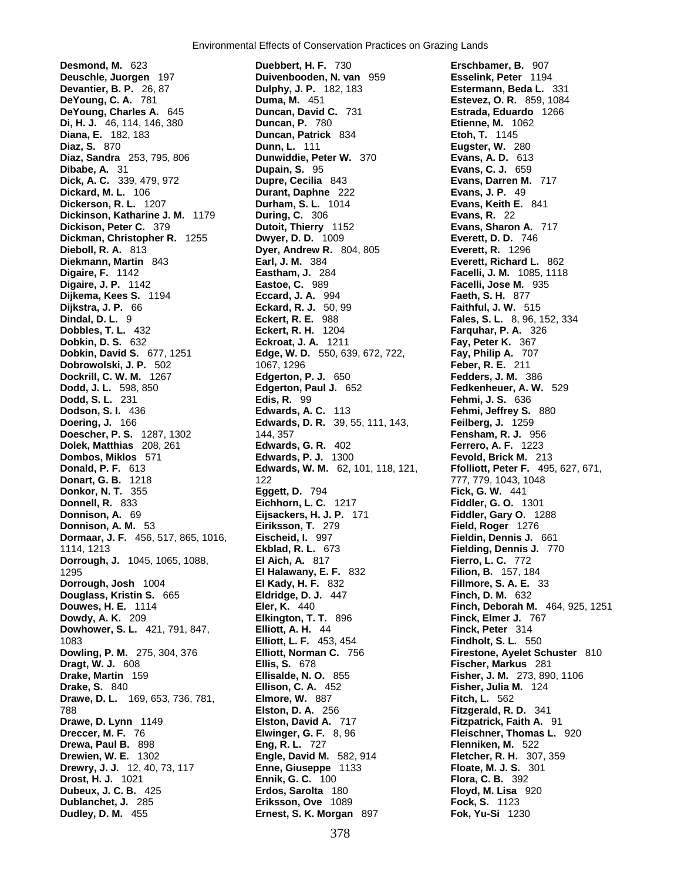**Desmond, M.** 623
**Deuschle, Juorgen** 197
**Devantier, B. P.** 26, 87
**DeYoung, C. A.** 781
**DeYoung, Charles A.** 645
**Di, H. J.** 46, 114, 146, 380
**Diana, E.** 182, 183
**Diaz, S.** 870
**Diaz, Sandra** 253, 795, 806
**Dibabe, A.** 31
**Dick, A. C.** 339, 479, 972
**Dickard, M. L.** 106
**Dickerson, R. L.** 1207
**Dickinson, Katharine J. M.** 1179
**Dickison, Peter C.** 379
**Dickman, Christopher R.** 1255
**Dieboll, R. A.** 813
**Diekmann, Martin** 843
**Digaire, F.** 1142
**Digaire, J. P.** 1142
**Dijkema, Kees S.** 1194
**Dijkstra, J. P.** 66
**Dindal, D. L.** 9
**Dobbles, T. L.** 432
**Dobkin, D. S.** 632
**Dobkin, David S.** 677, 1251
**Dobrowolski, J. P.** 502
**Dockrill, C. W. M.** 1267
**Dodd, J. L.** 598, 850
**Dodd, S. L.** 231
**Dodson, S. I.** 436
**Doering, J.** 166
**Doescher, P. S.** 1287, 1302
**Dolek, Matthias** 208, 261
**Dombos, Miklos** 571
**Donald, P. F.** 613
**Donart, G. B.** 1218
**Donkor, N. T.** 355
**Donnell, R.** 833
**Donnison, A.** 69
**Donnison, A. M.** 53
**Dormaar, J. F.** 456, 517, 865, 1016, 1114, 1213
**Dorrough, J.** 1045, 1065, 1088, 1295
**Dorrough, Josh** 1004
**Douglass, Kristin S.** 665
**Douwes, H. E.** 1114
**Dowdy, A. K.** 209
**Dowhower, S. L.** 421, 791, 847, 1083
**Dowling, P. M.** 275, 304, 376
**Dragt, W. J.** 608
**Drake, Martin** 159
**Drake, S.** 840
**Drawe, D. L.** 169, 653, 736, 781, 788
**Drawe, D. Lynn** 1149
**Dreccer, M. F.** 76
**Drewa, Paul B.** 898
**Drewien, W. E.** 1302
**Drewry, J. J.** 12, 40, 73, 117
**Drost, H. J.** 1021
**Dubeux, J. C. B.** 425
**Dublanchet, J.** 285
**Dudley, D. M.** 455
**Duebbert, H. F.** 730
**Duivenbooden, N. van** 959
**Dulphy, J. P.** 182, 183
**Duma, M.** 451
**Duncan, David C.** 731
**Duncan, P.** 780
**Duncan, Patrick** 834
**Dunn, L.** 111
**Dunwiddie, Peter W.** 370
**Dupain, S.** 95
**Dupre, Cecilia** 843
**Durant, Daphne** 222
**Durham, S. L.** 1014
**During, C.** 306
**Dutoit, Thierry** 1152
**Dwyer, D. D.** 1009
**Dyer, Andrew R.** 804, 805
**Earl, J. M.** 384
**Eastham, J.** 284
**Eastoe, C.** 989
**Eccard, J. A.** 994
**Eckard, R. J.** 50, 99
**Eckert, R. E.** 988
**Eckert, R. H.** 1204
**Eckroat, J. A.** 1211
**Edge, W. D.** 550, 639, 672, 722, 1067, 1296
**Edgerton, P. J.** 650
**Edgerton, Paul J.** 652
**Edis, R.** 99
**Edwards, A. C.** 113
**Edwards, D. R.** 39, 55, 111, 143, 144, 357
**Edwards, G. R.** 402
**Edwards, P. J.** 1300
**Edwards, W. M.** 62, 101, 118, 121, 122
**Eggett, D.** 794
**Eichhorn, L. C.** 1217
**Eijsackers, H. J. P.** 171
**Eiriksson, T.** 279
**Eischeid, I.** 997
**Ekblad, R. L.** 673
**El Aich, A.** 817
**El Halawany, E. F.** 832
**El Kady, H. F.** 832
**Eldridge, D. J.** 447
**Eler, K.** 440
**Elkington, T. T.** 896
**Elliott, A. H.** 44
**Elliott, L. F.** 453, 454
**Elliott, Norman C.** 756
**Ellis, S.** 678
**Ellisalde, N. O.** 855
**Ellison, C. A.** 452
**Elmore, W.** 887
**Elston, D. A.** 256
**Elston, David A.** 717
**Elwinger, G. F.** 8, 96
**Eng, R. L.** 727
**Engle, David M.** 582, 914
**Enne, Giuseppe** 1133
**Ennik, G. C.** 100
**Erdos, Sarolta** 180
**Eriksson, Ove** 1089
**Ernest, S. K. Morgan** 897
**Erschbamer, B.** 907
**Esselink, Peter** 1194
**Estermann, Beda L.** 331
**Estevez, O. R.** 859, 1084
**Estrada, Eduardo** 1266
**Etienne, M.** 1062
**Etoh, T.** 1145
**Eugster, W.** 280
**Evans, A. D.** 613
**Evans, C. J.** 659
**Evans, Darren M.** 717
**Evans, J. P.** 49
**Evans, Keith E.** 841
**Evans, R.** 22
**Evans, Sharon A.** 717
**Everett, D. D.** 746
**Everett, R.** 1296
**Everett, Richard L.** 862
**Facelli, J. M.** 1085, 1118
**Facelli, Jose M.** 935
**Faeth, S. H.** 877
**Faithful, J. W.** 515
**Fales, S. L.** 8, 96, 152, 334
**Farquhar, P. A.** 326
**Fay, Peter K.** 367
**Fay, Philip A.** 707
**Feber, R. E.** 211
**Fedders, J. M.** 386
**Fedkenheuer, A. W.** 529
**Fehmi, J. S.** 636
**Fehmi, Jeffrey S.** 880
**Feilberg, J.** 1259
**Fensham, R. J.** 956
**Ferrero, A. F.** 1223
**Fevold, Brick M.** 213
**Ffolliott, Peter F.** 495, 627, 671, 777, 779, 1043, 1048
**Fick, G. W.** 441
**Fiddler, G. O.** 1301
**Fiddler, Gary O.** 1288
**Field, Roger** 1276
**Fieldin, Dennis J.** 661
**Fielding, Dennis J.** 770
**Fierro, L. C.** 772
**Filion, B.** 157, 184
**Fillmore, S. A. E.** 33
**Finch, D. M.** 632
**Finch, Deborah M.** 464, 925, 1251
**Finck, Elmer J.** 767
**Finck, Peter** 314
**Findholt, S. L.** 550
**Firestone, Ayelet Schuster** 810
**Fischer, Markus** 281
**Fisher, J. M.** 273, 890, 1106
**Fisher, Julia M.** 124
**Fitch, L.** 562
**Fitzgerald, R. D.** 341
**Fitzpatrick, Faith A.** 91
**Fleischner, Thomas L.** 920
**Flenniken, M.** 522
**Fletcher, R. H.** 307, 359
**Floate, M. J. S.** 301
**Flora, C. B.** 392
**Floyd, M. Lisa** 920
**Fock, S.** 1123
**Fok, Yu-Si** 1230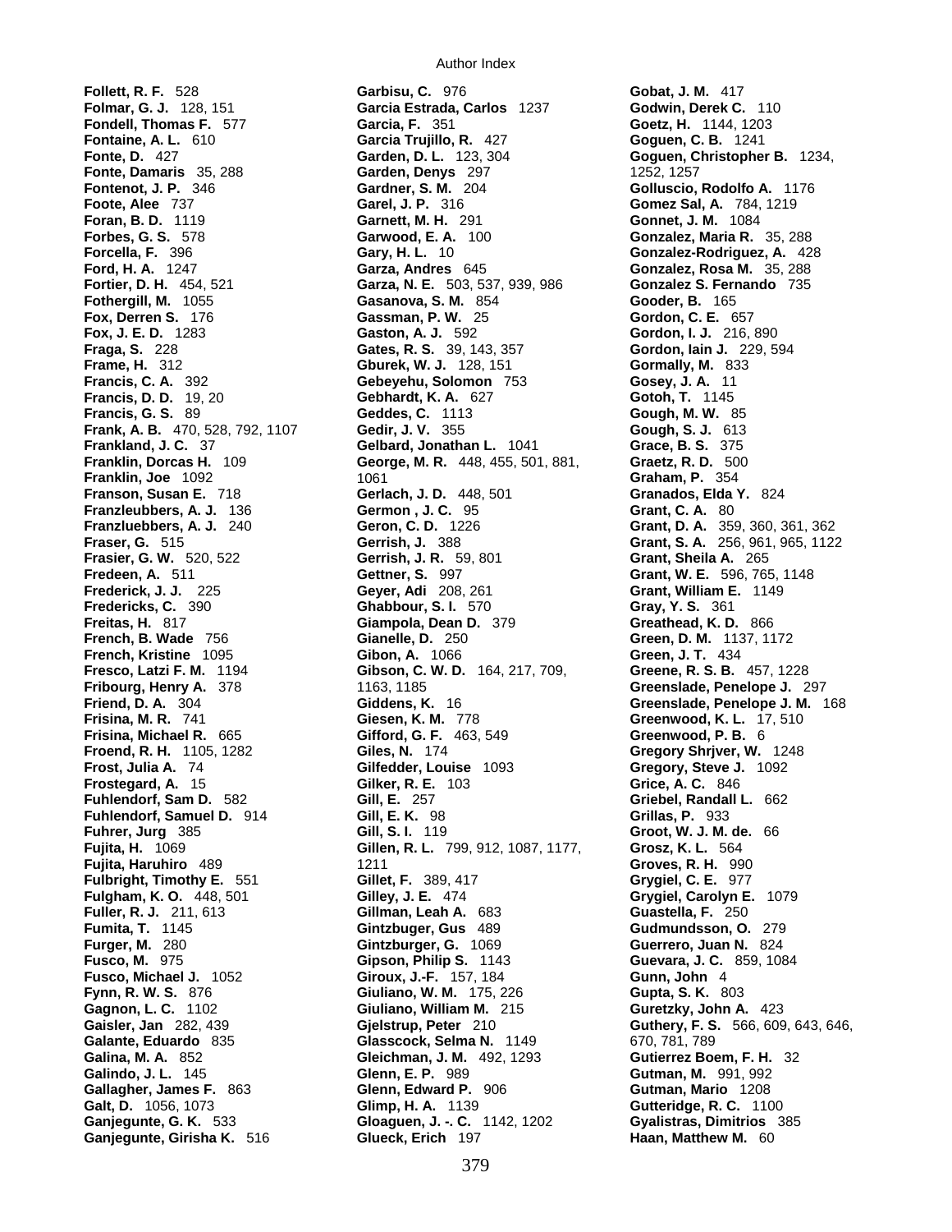**Follett, R. F.** 528
**Folmar, G. J.** 128, 151
**Fondell, Thomas F.** 577
**Fontaine, A. L.** 610
**Fonte, D.** 427
**Fonte, Damaris** 35, 288
**Fontenot, J. P.** 346
**Foote, Alee** 737
**Foran, B. D.** 1119
**Forbes, G. S.** 578
**Forcella, F.** 396
**Ford, H. A.** 1247
**Fortier, D. H.** 454, 521
**Fothergill, M.** 1055
**Fox, Derren S.** 176
**Fox, J. E. D.** 1283
**Fraga, S.** 228
**Frame, H.** 312
**Francis, C. A.** 392
**Francis, D. D.** 19, 20
**Francis, G. S.** 89
**Frank, A. B.** 470, 528, 792, 1107
**Frankland, J. C.** 37
**Franklin, Dorcas H.** 109
**Franklin, Joe** 1092
**Franson, Susan E.** 718
**Franzleubbers, A. J.** 136
**Franzluebbers, A. J.** 240
**Fraser, G.** 515
**Frasier, G. W.** 520, 522
**Fredeen, A.** 511
**Frederick, J. J.** 225
**Fredericks, C.** 390
**Freitas, H.** 817
**French, B. Wade** 756
**French, Kristine** 1095
**Fresco, Latzi F. M.** 1194
**Fribourg, Henry A.** 378
**Friend, D. A.** 304
**Frisina, M. R.** 741
**Frisina, Michael R.** 665
**Froend, R. H.** 1105, 1282
**Frost, Julia A.** 74
**Frostegard, A.** 15
**Fuhlendorf, Sam D.** 582
**Fuhlendorf, Samuel D.** 914
**Fuhrer, Jurg** 385
**Fujita, H.** 1069
**Fujita, Haruhiro** 489
**Fulbright, Timothy E.** 551
**Fulgham, K. O.** 448, 501
**Fuller, R. J.** 211, 613
**Fumita, T.** 1145
**Furger, M.** 280
**Fusco, M.** 975
**Fusco, Michael J.** 1052
**Fynn, R. W. S.** 876
**Gagnon, L. C.** 1102
**Gaisler, Jan** 282, 439
**Galante, Eduardo** 835
**Galina, M. A.** 852
**Galindo, J. L.** 145
**Gallagher, James F.** 863
**Galt, D.** 1056, 1073
**Ganjegunte, G. K.** 533
**Ganjegunte, Girisha K.** 516
**Garbisu, C.** 976
**Garcia Estrada, Carlos** 1237
**Garcia, F.** 351
**Garcia Trujillo, R.** 427
**Garden, D. L.** 123, 304
**Garden, Denys** 297
**Gardner, S. M.** 204
**Garel, J. P.** 316
**Garnett, M. H.** 291
**Garwood, E. A.** 100
**Gary, H. L.** 10
**Garza, Andres** 645
**Garza, N. E.** 503, 537, 939, 986
**Gasanova, S. M.** 854
**Gassman, P. W.** 25
**Gaston, A. J.** 592
**Gates, R. S.** 39, 143, 357
**Gburek, W. J.** 128, 151
**Gebeyehu, Solomon** 753
**Gebhardt, K. A.** 627
**Geddes, C.** 1113
**Gedir, J. V.** 355
**Gelbard, Jonathan L.** 1041
**George, M. R.** 448, 455, 501, 881, 1061
**Gerlach, J. D.** 448, 501
**Germon , J. C.** 95
**Geron, C. D.** 1226
**Gerrish, J.** 388
**Gerrish, J. R.** 59, 801
**Gettner, S.** 997
**Geyer, Adi** 208, 261
**Ghabbour, S. I.** 570
**Giampola, Dean D.** 379
**Gianelle, D.** 250
**Gibon, A.** 1066
**Gibson, C. W. D.** 164, 217, 709, 1163, 1185
**Giddens, K.** 16
**Giesen, K. M.** 778
**Gifford, G. F.** 463, 549
**Giles, N.** 174
**Gilfedder, Louise** 1093
**Gilker, R. E.** 103
**Gill, E.** 257
**Gill, E. K.** 98
**Gill, S. I.** 119
**Gillen, R. L.** 799, 912, 1087, 1177, 1211
**Gillet, F.** 389, 417
**Gilley, J. E.** 474
**Gillman, Leah A.** 683
**Gintzbuger, Gus** 489
**Gintzburger, G.** 1069
**Gipson, Philip S.** 1143
**Giroux, J.-F.** 157, 184
**Giuliano, W. M.** 175, 226
**Giuliano, William M.** 215
**Gjelstrup, Peter** 210
**Glasscock, Selma N.** 1149
**Gleichman, J. M.** 492, 1293
**Glenn, E. P.** 989
**Glenn, Edward P.** 906
**Glimp, H. A.** 1139
**Gloaguen, J. -. C.** 1142, 1202
**Glueck, Erich** 197
**Gobat, J. M.** 417
**Godwin, Derek C.** 110
**Goetz, H.** 1144, 1203
**Goguen, C. B.** 1241
**Goguen, Christopher B.** 1234, 1252, 1257
**Golluscio, Rodolfo A.** 1176
**Gomez Sal, A.** 784, 1219
**Gonnet, J. M.** 1084
**Gonzalez, Maria R.** 35, 288
**Gonzalez-Rodriguez, A.** 428
**Gonzalez, Rosa M.** 35, 288
**Gonzalez S. Fernando** 735
**Gooder, B.** 165
**Gordon, C. E.** 657
**Gordon, I. J.** 216, 890
**Gordon, Iain J.** 229, 594
**Gormally, M.** 833
**Gosey, J. A.** 11
**Gotoh, T.** 1145
**Gough, M. W.** 85
**Gough, S. J.** 613
**Grace, B. S.** 375
**Graetz, R. D.** 500
**Graham, P.** 354
**Granados, Elda Y.** 824
**Grant, C. A.** 80
**Grant, D. A.** 359, 360, 361, 362
**Grant, S. A.** 256, 961, 965, 1122
**Grant, Sheila A.** 265
**Grant, W. E.** 596, 765, 1148
**Grant, William E.** 1149
**Gray, Y. S.** 361
**Greathead, K. D.** 866
**Green, D. M.** 1137, 1172
**Green, J. T.** 434
**Greene, R. S. B.** 457, 1228
**Greenslade, Penelope J.** 297
**Greenslade, Penelope J. M.** 168
**Greenwood, K. L.** 17, 510
**Greenwood, P. B.** 6
**Gregory Shrjver, W.** 1248
**Gregory, Steve J.** 1092
**Grice, A. C.** 846
**Griebel, Randall L.** 662
**Grillas, P.** 933
**Groot, W. J. M. de.** 66
**Grosz, K. L.** 564
**Groves, R. H.** 990
**Grygiel, C. E.** 977
**Grygiel, Carolyn E.** 1079
**Guastella, F.** 250
**Gudmundsson, O.** 279
**Guerrero, Juan N.** 824
**Guevara, J. C.** 859, 1084
**Gunn, John** 4
**Gupta, S. K.** 803
**Guretzky, John A.** 423
**Guthery, F. S.** 566, 609, 643, 646, 670, 781, 789
**Gutierrez Boem, F. H.** 32
**Gutman, M.** 991, 992
**Gutman, Mario** 1208
**Gutteridge, R. C.** 1100
**Gyalistras, Dimitrios** 385
**Haan, Matthew M.** 60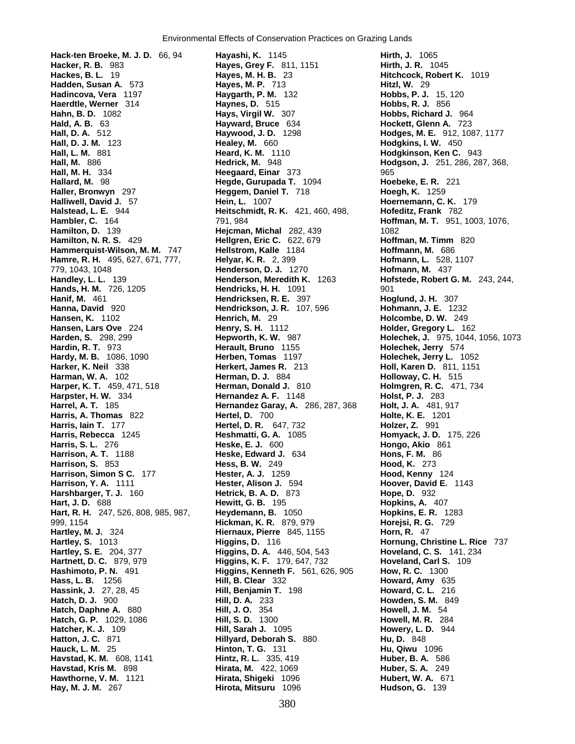**Hack-ten Broeke, M. J. D.** 66, 94
**Hacker, R. B.** 983
**Hackes, B. L.** 19
**Hadden, Susan A.** 573
**Hadincova, Vera** 1197
**Haerdtle, Werner** 314
**Hahn, B. D.** 1082
**Hald, A. B.** 63
**Hall, D. A.** 512
**Hall, D. J. M.** 123
**Hall, L. M.** 881
**Hall, M.** 886
**Hall, M. H.** 334
**Hallard, M.** 98
**Haller, Bronwyn** 297
**Halliwell, David J.** 57
**Halstead, L. E.** 944
**Hambler, C.** 164
**Hamilton, D.** 139
**Hamilton, N. R. S.** 429
**Hammerquist-Wilson, M. M.** 747
**Hamre, R. H.** 495, 627, 671, 777, 779, 1043, 1048
**Handley, L. L.** 139
**Hands, H. M.** 726, 1205
**Hanif, M.** 461
**Hanna, David** 920
**Hansen, K.** 1102
**Hansen, Lars Ove** 224
**Harden, S.** 298, 299
**Hardin, R. T.** 973
**Hardy, M. B.** 1086, 1090
**Harker, K. Neil** 338
**Harman, W. A.** 102
**Harper, K. T.** 459, 471, 518
**Harpster, H. W.** 334
**Harrel, A. T.** 185
**Harris, A. Thomas** 822
**Harris, Iain T.** 177
**Harris, Rebecca** 1245
**Harris, S. L.** 276
**Harrison, A. T.** 1188
**Harrison, S.** 853
**Harrison, Simon S C.** 177
**Harrison, Y. A.** 1111
**Harshbarger, T. J.** 160
**Hart, J. D.** 688
**Hart, R. H.** 247, 526, 808, 985, 987, 999, 1154
**Hartley, M. J.** 324
**Hartley, S.** 1013
**Hartley, S. E.** 204, 377
**Hartnett, D. C.** 879, 979
**Hashimoto, P. N.** 491
**Hass, L. B.** 1256
**Hassink, J.** 27, 28, 45
**Hatch, D. J.** 900
**Hatch, Daphne A.** 880
**Hatch, G. P.** 1029, 1086
**Hatcher, K. J.** 109
**Hatton, J. C.** 871
**Hauck, L. M.** 25
**Havstad, K. M.** 608, 1141
**Havstad, Kris M.** 898
**Hawthorne, V. M.** 1121
**Hay, M. J. M.** 267
**Hayashi, K.** 1145
**Hayes, Grey F.** 811, 1151
**Hayes, M. H. B.** 23
**Hayes, M. P.** 713
**Haygarth, P. M.** 132
**Haynes, D.** 515
**Hays, Virgil W.** 307
**Hayward, Bruce** 634
**Haywood, J. D.** 1298
**Healey, M.** 660
**Heard, K. M.** 1110
**Hedrick, M.** 948
**Heegaard, Einar** 373
**Hegde, Gurupada T.** 1094
**Heggem, Daniel T.** 718
**Hein, L.** 1007
**Heitschmidt, R. K.** 421, 460, 498, 791, 984
**Hejcman, Michal** 282, 439
**Hellgren, Eric C.** 622, 679
**Hellstrom, Kalle** 1184
**Helyar, K. R.** 2, 399
**Henderson, D. J.** 1270
**Henderson, Meredith K.** 1263
**Hendricks, H. H.** 1091
**Hendricksen, R. E.** 397
**Hendrickson, J. R.** 107, 596
**Henrich, M.** 29
**Henry, S. H.** 1112
**Hepworth, K. W.** 987
**Herault, Bruno** 1155
**Herben, Tomas** 1197
**Herkert, James R.** 213
**Herman, D. J.** 884
**Herman, Donald J.** 810
**Hernandez A. F.** 1148
**Hernandez Garay, A.** 286, 287, 368
**Hertel, D.** 700
**Hertel, D. R.** 647, 732
**Heshmatti, G. A.** 1085
**Heske, E. J.** 600
**Heske, Edward J.** 634
**Hess, B. W.** 249
**Hester, A. J.** 1259
**Hester, Alison J.** 594
**Hetrick, B. A. D.** 873
**Hewitt, G. B.** 195
**Heydemann, B.** 1050
**Hickman, K. R.** 879, 979
**Hiernaux, Pierre** 845, 1155
**Higgins, D.** 116
**Higgins, D. A.** 446, 504, 543
**Higgins, K. F.** 179, 647, 732
**Higgins, Kenneth F.** 561, 626, 905
**Hill, B. Clear** 332
**Hill, Benjamin T.** 198
**Hill, D. A.** 233
**Hill, J. O.** 354
**Hill, S. D.** 1300
**Hill, Sarah J.** 1095
**Hillyard, Deborah S.** 880
**Hinton, T. G.** 131
**Hintz, R. L.** 335, 419
**Hirata, M.** 422, 1069
**Hirata, Shigeki** 1096
**Hirota, Mitsuru** 1096
**Hirth, J.** 1065
**Hirth, J. R.** 1045
**Hitchcock, Robert K.** 1019
**Hitzl, W.** 29
**Hobbs, P. J.** 15, 120
**Hobbs, R. J.** 856
**Hobbs, Richard J.** 964
**Hockett, Glenn A.** 723
**Hodges, M. E.** 912, 1087, 1177
**Hodgkins, I. W.** 450
**Hodgkinson, Ken C.** 943
**Hodgson, J.** 251, 286, 287, 368, 965
**Hoebeke, E. R.** 221
**Hoegh, K.** 1259
**Hoernemann, C. K.** 179
**Hofeditz, Frank** 782
**Hoffman, M. T.** 951, 1003, 1076, 1082
**Hoffman, M. Timm** 820
**Hoffmann, M.** 686
**Hofmann, L.** 528, 1107
**Hofmann, M.** 437
**Hofstede, Robert G. M.** 243, 244, 901
**Hoglund, J. H.** 307
**Hohmann, J. E.** 1232
**Holcombe, D. W.** 249
**Holder, Gregory L.** 162
**Holechek, J.** 975, 1044, 1056, 1073
**Holechek, Jerry** 574
**Holechek, Jerry L.** 1052
**Holl, Karen D.** 811, 1151
**Holloway, C. H.** 515
**Holmgren, R. C.** 471, 734
**Holst, P. J.** 283
**Holt, J. A.** 481, 917
**Holte, K. E.** 1201
**Holzer, Z.** 991
**Homyack, J. D.** 175, 226
**Hongo, Akio** 861
**Hons, F. M.** 86
**Hood, K.** 273
**Hood, Kenny** 124
**Hoover, David E.** 1143
**Hope, D.** 932
**Hopkins, A.** 407
**Hopkins, E. R.** 1283
**Horejsi, R. G.** 729
**Horn, R.** 47
**Hornung, Christine L. Rice** 737
**Hoveland, C. S.** 141, 234
**Hoveland, Carl S.** 109
**How, R. C.** 1300
**Howard, Amy** 635
**Howard, C. L.** 216
**Howden, S. M.** 849
**Howell, J. M.** 54
**Howell, M. R.** 284
**Howery, L. D.** 944
**Hu, D.** 848
**Hu, Qiwu** 1096
**Huber, B. A.** 586
**Huber, S. A.** 249
**Hubert, W. A.** 671
**Hudson, G.** 139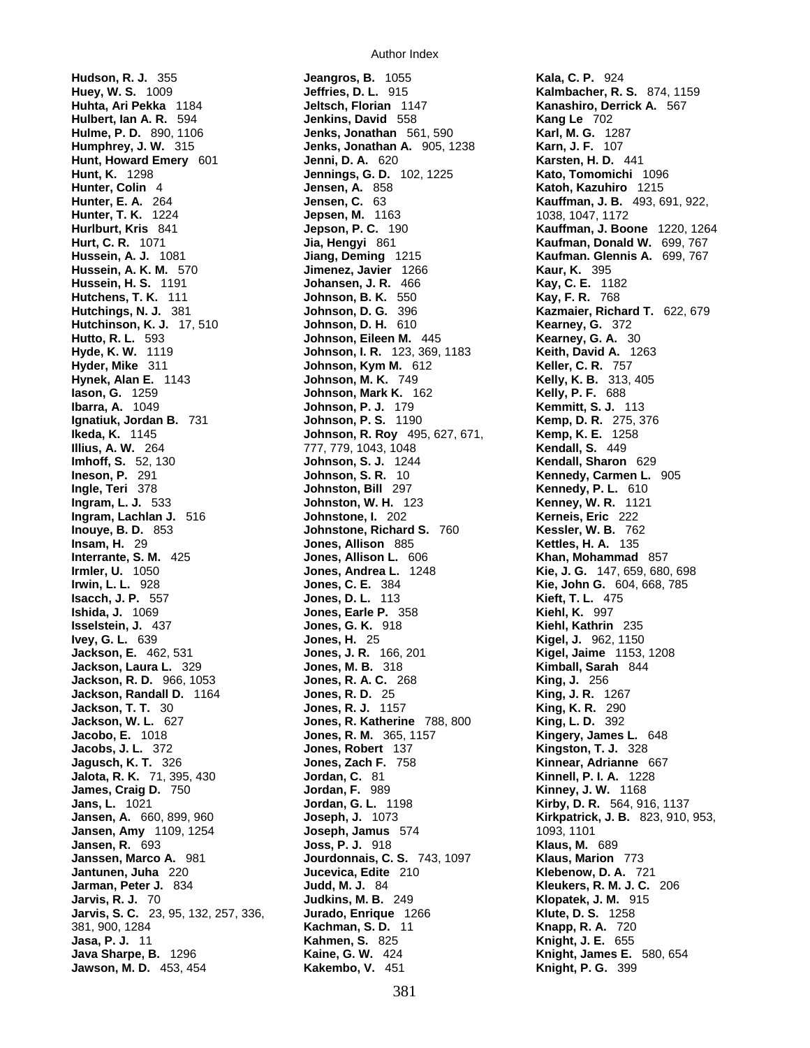**Hudson, R. J.** 355
**Huey, W. S.** 1009
**Huhta, Ari Pekka** 1184
**Hulbert, Ian A. R.** 594
**Hulme, P. D.** 890, 1106
**Humphrey, J. W.** 315
**Hunt, Howard Emery** 601
**Hunt, K.** 1298
**Hunter, Colin** 4
**Hunter, E. A.** 264
**Hunter, T. K.** 1224
**Hurlburt, Kris** 841
**Hurt, C. R.** 1071
**Hussein, A. J.** 1081
**Hussein, A. K. M.** 570
**Hussein, H. S.** 1191
**Hutchens, T. K.** 111
**Hutchings, N. J.** 381
**Hutchinson, K. J.** 17, 510
**Hutto, R. L.** 593
**Hyde, K. W.** 1119
**Hyder, Mike** 311
**Hynek, Alan E.** 1143
**Iason, G.** 1259
**Ibarra, A.** 1049
**Ignatiuk, Jordan B.** 731
**Ikeda, K.** 1145
**Illius, A. W.** 264
**Imhoff, S.** 52, 130
**Ineson, P.** 291
**Ingle, Teri** 378
**Ingram, L. J.** 533
**Ingram, Lachlan J.** 516
**Inouye, B. D.** 853
**Insam, H.** 29
**Interrante, S. M.** 425
**Irmler, U.** 1050
**Irwin, L. L.** 928
**Isacch, J. P.** 557
**Ishida, J.** 1069
**Isselstein, J.** 437
**Ivey, G. L.** 639
**Jackson, E.** 462, 531
**Jackson, Laura L.** 329
**Jackson, R. D.** 966, 1053
**Jackson, Randall D.** 1164
**Jackson, T. T.** 30
**Jackson, W. L.** 627
**Jacobo, E.** 1018
**Jacobs, J. L.** 372
**Jagusch, K. T.** 326
**Jalota, R. K.** 71, 395, 430
**James, Craig D.** 750
**Jans, L.** 1021
**Jansen, A.** 660, 899, 960
**Jansen, Amy** 1109, 1254
**Jansen, R.** 693
**Janssen, Marco A.** 981
**Jantunen, Juha** 220
**Jarman, Peter J.** 834
**Jarvis, R. J.** 70
**Jarvis, S. C.** 23, 95, 132, 257, 336, 381, 900, 1284
**Jasa, P. J.** 11
**Java Sharpe, B.** 1296
**Jawson, M. D.** 453, 454
**Jeangros, B.** 1055
**Jeffries, D. L.** 915
**Jeltsch, Florian** 1147
**Jenkins, David** 558
**Jenks, Jonathan** 561, 590
**Jenks, Jonathan A.** 905, 1238
**Jenni, D. A.** 620
**Jennings, G. D.** 102, 1225
**Jensen, A.** 858
**Jensen, C.** 63
**Jepsen, M.** 1163
**Jepson, P. C.** 190
**Jia, Hengyi** 861
**Jiang, Deming** 1215
**Jimenez, Javier** 1266
**Johansen, J. R.** 466
**Johnson, B. K.** 550
**Johnson, D. G.** 396
**Johnson, D. H.** 610
**Johnson, Eileen M.** 445
**Johnson, I. R.** 123, 369, 1183
**Johnson, Kym M.** 612
**Johnson, M. K.** 749
**Johnson, Mark K.** 162
**Johnson, P. J.** 179
**Johnson, P. S.** 1190
**Johnson, R. Roy** 495, 627, 671, 777, 779, 1043, 1048
**Johnson, S. J.** 1244
**Johnson, S. R.** 10
**Johnston, Bill** 297
**Johnston, W. H.** 123
**Johnstone, I.** 202
**Johnstone, Richard S.** 760
**Jones, Allison** 885
**Jones, Allison L.** 606
**Jones, Andrea L.** 1248
**Jones, C. E.** 384
**Jones, D. L.** 113
**Jones, Earle P.** 358
**Jones, G. K.** 918
**Jones, H.** 25
**Jones, J. R.** 166, 201
**Jones, M. B.** 318
**Jones, R. A. C.** 268
**Jones, R. D.** 25
**Jones, R. J.** 1157
**Jones, R. Katherine** 788, 800
**Jones, R. M.** 365, 1157
**Jones, Robert** 137
**Jones, Zach F.** 758
**Jordan, C.** 81
**Jordan, F.** 989
**Jordan, G. L.** 1198
**Joseph, J.** 1073
**Joseph, Jamus** 574
**Joss, P. J.** 918
**Jourdonnais, C. S.** 743, 1097
**Jucevica, Edite** 210
**Judd, M. J.** 84
**Judkins, M. B.** 249
**Jurado, Enrique** 1266
**Kachman, S. D.** 11
**Kahmen, S.** 825
**Kaine, G. W.** 424
**Kakembo, V.** 451
**Kala, C. P.** 924
**Kalmbacher, R. S.** 874, 1159
**Kanashiro, Derrick A.** 567
**Kang Le** 702
**Karl, M. G.** 1287
**Karn, J. F.** 107
**Karsten, H. D.** 441
**Kato, Tomomichi** 1096
**Katoh, Kazuhiro** 1215
**Kauffman, J. B.** 493, 691, 922, 1038, 1047, 1172
**Kauffman, J. Boone** 1220, 1264
**Kaufman, Donald W.** 699, 767
**Kaufman. Glennis A.** 699, 767
**Kaur, K.** 395
**Kay, C. E.** 1182
**Kay, F. R.** 768
**Kazmaier, Richard T.** 622, 679
**Kearney, G.** 372
**Kearney, G. A.** 30
**Keith, David A.** 1263
**Keller, C. R.** 757
**Kelly, K. B.** 313, 405
**Kelly, P. F.** 688
**Kemmitt, S. J.** 113
**Kemp, D. R.** 275, 376
**Kemp, K. E.** 1258
**Kendall, S.** 449
**Kendall, Sharon** 629
**Kennedy, Carmen L.** 905
**Kennedy, P. L.** 610
**Kenney, W. R.** 1121
**Kerneis, Eric** 222
**Kessler, W. B.** 762
**Kettles, H. A.** 135
**Khan, Mohammad** 857
**Kie, J. G.** 147, 659, 680, 698
**Kie, John G.** 604, 668, 785
**Kieft, T. L.** 475
**Kiehl, K.** 997
**Kiehl, Kathrin** 235
**Kigel, J.** 962, 1150
**Kigel, Jaime** 1153, 1208
**Kimball, Sarah** 844
**King, J.** 256
**King, J. R.** 1267
**King, K. R.** 290
**King, L. D.** 392
**Kingery, James L.** 648
**Kingston, T. J.** 328
**Kinnear, Adrianne** 667
**Kinnell, P. I. A.** 1228
**Kinney, J. W.** 1168
**Kirby, D. R.** 564, 916, 1137
**Kirkpatrick, J. B.** 823, 910, 953, 1093, 1101
**Klaus, M.** 689
**Klaus, Marion** 773
**Klebenow, D. A.** 721
**Kleukers, R. M. J. C.** 206
**Klopatek, J. M.** 915
**Klute, D. S.** 1258
**Knapp, R. A.** 720
**Knight, J. E.** 655
**Knight, James E.** 580, 654
**Knight, P. G.** 399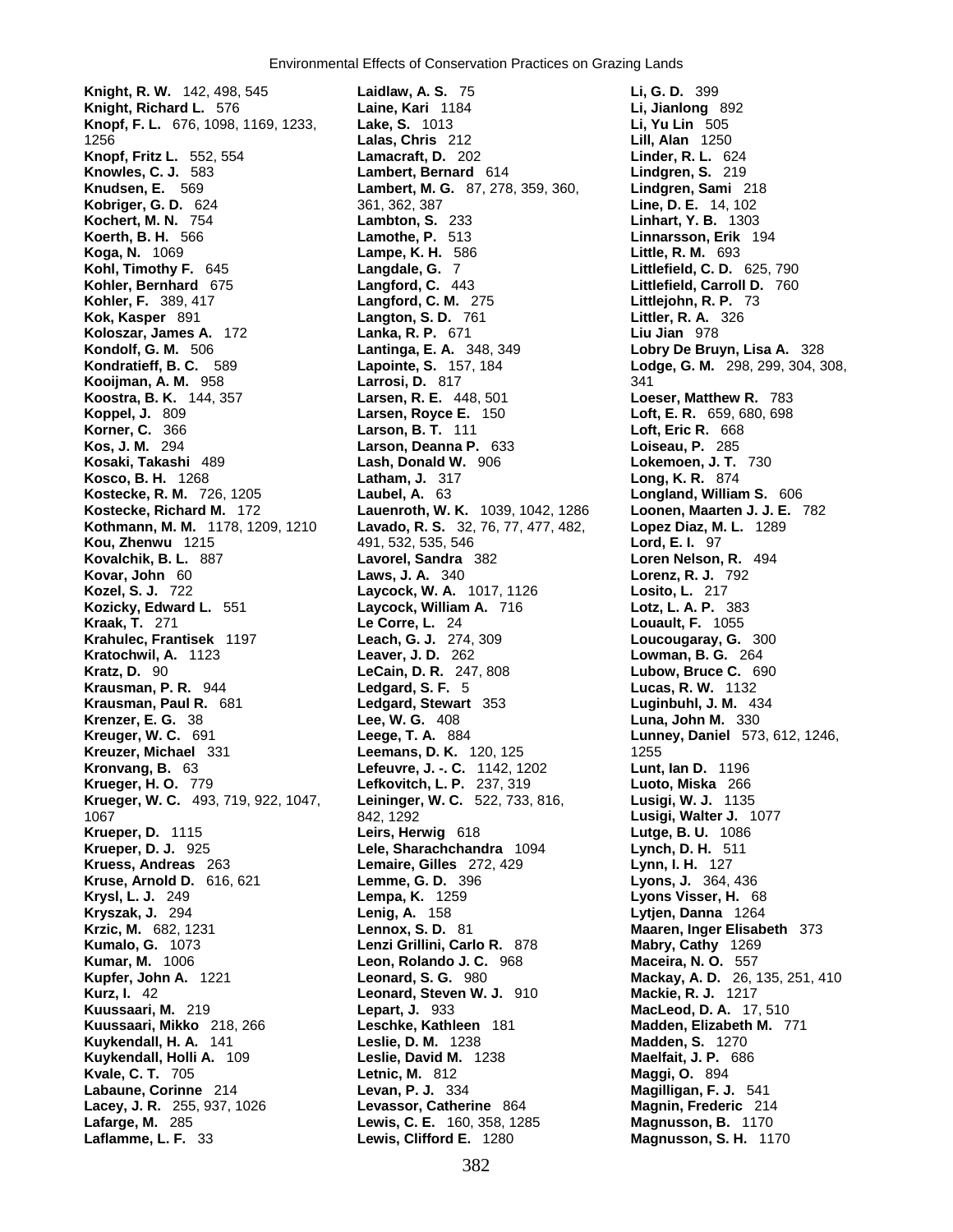**Knight, R. W.** 142, 498, 545
**Knight, Richard L.** 576
**Knopf, F. L.** 676, 1098, 1169, 1233, 1256
**Knopf, Fritz L.** 552, 554
**Knowles, C. J.** 583
**Knudsen, E.** 569
**Kobriger, G. D.** 624
**Kochert, M. N.** 754
**Koerth, B. H.** 566
**Koga, N.** 1069
**Kohl, Timothy F.** 645
**Kohler, Bernhard** 675
**Kohler, F.** 389, 417
**Kok, Kasper** 891
**Koloszar, James A.** 172
**Kondolf, G. M.** 506
**Kondratieff, B. C.** 589
**Kooijman, A. M.** 958
**Koostra, B. K.** 144, 357
**Koppel, J.** 809
**Korner, C.** 366
**Kos, J. M.** 294
**Kosaki, Takashi** 489
**Kosco, B. H.** 1268
**Kostecke, R. M.** 726, 1205
**Kostecke, Richard M.** 172
**Kothmann, M. M.** 1178, 1209, 1210
**Kou, Zhenwu** 1215
**Kovalchik, B. L.** 887
**Kovar, John** 60
**Kozel, S. J.** 722
**Kozicky, Edward L.** 551
**Kraak, T.** 271
**Krahulec, Frantisek** 1197
**Kratochwil, A.** 1123
**Kratz, D.** 90
**Krausman, P. R.** 944
**Krausman, Paul R.** 681
**Krenzer, E. G.** 38
**Kreuger, W. C.** 691
**Kreuzer, Michael** 331
**Kronvang, B.** 63
**Krueger, H. O.** 779
**Krueger, W. C.** 493, 719, 922, 1047, 1067
**Krueper, D.** 1115
**Krueper, D. J.** 925
**Kruess, Andreas** 263
**Kruse, Arnold D.** 616, 621
**Krysl, L. J.** 249
**Kryszak, J.** 294
**Krzic, M.** 682, 1231
**Kumalo, G.** 1073
**Kumar, M.** 1006
**Kupfer, John A.** 1221
**Kurz, I.** 42
**Kuussaari, M.** 219
**Kuussaari, Mikko** 218, 266
**Kuykendall, H. A.** 141
**Kuykendall, Holli A.** 109
**Kvale, C. T.** 705
**Labaune, Corinne** 214
**Lacey, J. R.** 255, 937, 1026
**Lafarge, M.** 285
**Laflamme, L. F.** 33
**Laidlaw, A. S.** 75
**Laine, Kari** 1184
**Lake, S.** 1013
**Lalas, Chris** 212
**Lamacraft, D.** 202
**Lambert, Bernard** 614
**Lambert, M. G.** 87, 278, 359, 360, 361, 362, 387
**Lambton, S.** 233
**Lamothe, P.** 513
**Lampe, K. H.** 586
**Langdale, G.** 7
**Langford, C.** 443
**Langford, C. M.** 275
**Langton, S. D.** 761
**Lanka, R. P.** 671
**Lantinga, E. A.** 348, 349
**Lapointe, S.** 157, 184
**Larrosi, D.** 817
**Larsen, R. E.** 448, 501
**Larsen, Royce E.** 150
**Larson, B. T.** 111
**Larson, Deanna P.** 633
**Lash, Donald W.** 906
**Latham, J.** 317
**Laubel, A.** 63
**Lauenroth, W. K.** 1039, 1042, 1286
**Lavado, R. S.** 32, 76, 77, 477, 482, 491, 532, 535, 546
**Lavorel, Sandra** 382
**Laws, J. A.** 340
**Laycock, W. A.** 1017, 1126
**Laycock, William A.** 716
**Le Corre, L.** 24
**Leach, G. J.** 274, 309
**Leaver, J. D.** 262
**LeCain, D. R.** 247, 808
**Ledgard, S. F.** 5
**Ledgard, Stewart** 353
**Lee, W. G.** 408
**Leege, T. A.** 884
**Leemans, D. K.** 120, 125
**Lefeuvre, J. -. C.** 1142, 1202
**Lefkovitch, L. P.** 237, 319
**Leininger, W. C.** 522, 733, 816, 842, 1292
**Leirs, Herwig** 618
**Lele, Sharachchandra** 1094
**Lemaire, Gilles** 272, 429
**Lemme, G. D.** 396
**Lempa, K.** 1259
**Lenig, A.** 158
**Lennox, S. D.** 81
**Lenzi Grillini, Carlo R.** 878
**Leon, Rolando J. C.** 968
**Leonard, S. G.** 980
**Leonard, Steven W. J.** 910
**Lepart, J.** 933
**Leschke, Kathleen** 181
**Leslie, D. M.** 1238
**Leslie, David M.** 1238
**Letnic, M.** 812
**Levan, P. J.** 334
**Levassor, Catherine** 864
**Lewis, C. E.** 160, 358, 1285
**Lewis, Clifford E.** 1280
**Li, G. D.** 399
**Li, Jianlong** 892
**Li, Yu Lin** 505
**Lill, Alan** 1250
**Linder, R. L.** 624
**Lindgren, S.** 219
**Lindgren, Sami** 218
**Line, D. E.** 14, 102
**Linhart, Y. B.** 1303
**Linnarsson, Erik** 194
**Little, R. M.** 693
**Littlefield, C. D.** 625, 790
**Littlefield, Carroll D.** 760
**Littlejohn, R. P.** 73
**Littler, R. A.** 326
**Liu Jian** 978
**Lobry De Bruyn, Lisa A.** 328
**Lodge, G. M.** 298, 299, 304, 308, 341
**Loeser, Matthew R.** 783
**Loft, E. R.** 659, 680, 698
**Loft, Eric R.** 668
**Loiseau, P.** 285
**Lokemoen, J. T.** 730
**Long, K. R.** 874
**Longland, William S.** 606
**Loonen, Maarten J. J. E.** 782
**Lopez Diaz, M. L.** 1289
**Lord, E. I.** 97
**Loren Nelson, R.** 494
**Lorenz, R. J.** 792
**Losito, L.** 217
**Lotz, L. A. P.** 383
**Louault, F.** 1055
**Loucougaray, G.** 300
**Lowman, B. G.** 264
**Lubow, Bruce C.** 690
**Lucas, R. W.** 1132
**Luginbuhl, J. M.** 434
**Luna, John M.** 330
**Lunney, Daniel** 573, 612, 1246, 1255
**Lunt, Ian D.** 1196
**Luoto, Miska** 266
**Lusigi, W. J.** 1135
**Lusigi, Walter J.** 1077
**Lutge, B. U.** 1086
**Lynch, D. H.** 511
**Lynn, I. H.** 127
**Lyons, J.** 364, 436
**Lyons Visser, H.** 68
**Lytjen, Danna** 1264
**Maaren, Inger Elisabeth** 373
**Mabry, Cathy** 1269
**Maceira, N. O.** 557
**Mackay, A. D.** 26, 135, 251, 410
**Mackie, R. J.** 1217
**MacLeod, D. A.** 17, 510
**Madden, Elizabeth M.** 771
**Madden, S.** 1270
**Maelfait, J. P.** 686
**Maggi, O.** 894
**Magilligan, F. J.** 541
**Magnin, Frederic** 214
**Magnusson, B.** 1170
**Magnusson, S. H.** 1170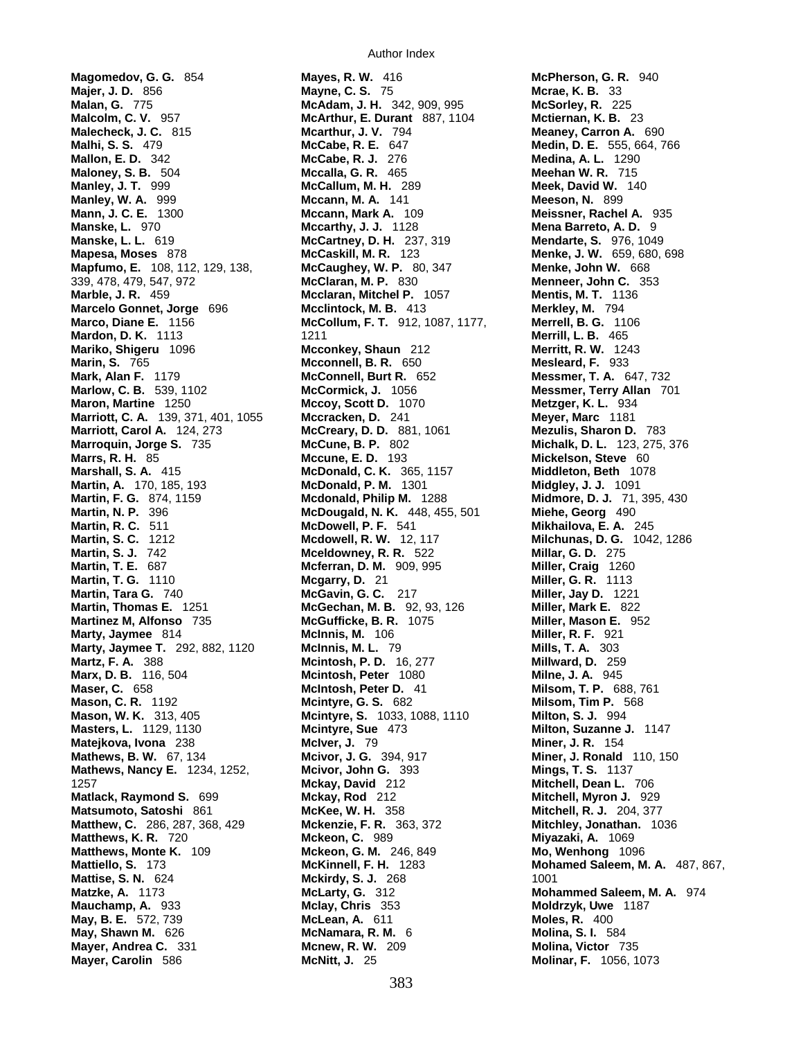**Magomedov, G. G.** 854
**Majer, J. D.** 856
**Malan, G.** 775
**Malcolm, C. V.** 957
**Malecheck, J. C.** 815
**Malhi, S. S.** 479
**Mallon, E. D.** 342
**Maloney, S. B.** 504
**Manley, J. T.** 999
**Manley, W. A.** 999
**Mann, J. C. E.** 1300
**Manske, L.** 970
**Manske, L. L.** 619
**Mapesa, Moses** 878
**Mapfumo, E.** 108, 112, 129, 138, 339, 478, 479, 547, 972
**Marble, J. R.** 459
**Marcelo Gonnet, Jorge** 696
**Marco, Diane E.** 1156
**Mardon, D. K.** 1113
**Mariko, Shigeru** 1096
**Marin, S.** 765
**Mark, Alan F.** 1179
**Marlow, C. B.** 539, 1102
**Maron, Martine** 1250
**Marriott, C. A.** 139, 371, 401, 1055
**Marriott, Carol A.** 124, 273
**Marroquin, Jorge S.** 735
**Marrs, R. H.** 85
**Marshall, S. A.** 415
**Martin, A.** 170, 185, 193
**Martin, F. G.** 874, 1159
**Martin, N. P.** 396
**Martin, R. C.** 511
**Martin, S. C.** 1212
**Martin, S. J.** 742
**Martin, T. E.** 687
**Martin, T. G.** 1110
**Martin, Tara G.** 740
**Martin, Thomas E.** 1251
**Martinez M, Alfonso** 735
**Marty, Jaymee** 814
**Marty, Jaymee T.** 292, 882, 1120
**Martz, F. A.** 388
**Marx, D. B.** 116, 504
**Maser, C.** 658
**Mason, C. R.** 1192
**Mason, W. K.** 313, 405
**Masters, L.** 1129, 1130
**Matejkova, Ivona** 238
**Mathews, B. W.** 67, 134
**Mathews, Nancy E.** 1234, 1252, 1257
**Matlack, Raymond S.** 699
**Matsumoto, Satoshi** 861
**Matthew, C.** 286, 287, 368, 429
**Matthews, K. R.** 720
**Matthews, Monte K.** 109
**Mattiello, S.** 173
**Mattise, S. N.** 624
**Matzke, A.** 1173
**Mauchamp, A.** 933
**May, B. E.** 572, 739
**May, Shawn M.** 626
**Mayer, Andrea C.** 331
**Mayer, Carolin** 586
**Mayes, R. W.** 416
**Mayne, C. S.** 75
**McAdam, J. H.** 342, 909, 995
**McArthur, E. Durant** 887, 1104
**Mcarthur, J. V.** 794
**McCabe, R. E.** 647
**McCabe, R. J.** 276
**Mccalla, G. R.** 465
**McCallum, M. H.** 289
**Mccann, M. A.** 141
**Mccann, Mark A.** 109
**Mccarthy, J. J.** 1128
**McCartney, D. H.** 237, 319
**McCaskill, M. R.** 123
**McCaughey, W. P.** 80, 347
**McClaran, M. P.** 830
**Mcclaran, Mitchel P.** 1057
**Mcclintock, M. B.** 413
**McCollum, F. T.** 912, 1087, 1177, 1211
**Mcconkey, Shaun** 212
**Mcconnell, B. R.** 650
**McConnell, Burt R.** 652
**McCormick, J.** 1056
**Mccoy, Scott D.** 1070
**Mccracken, D.** 241
**McCreary, D. D.** 881, 1061
**McCune, B. P.** 802
**Mccune, E. D.** 193
**McDonald, C. K.** 365, 1157
**McDonald, P. M.** 1301
**Mcdonald, Philip M.** 1288
**McDougald, N. K.** 448, 455, 501
**McDowell, P. F.** 541
**Mcdowell, R. W.** 12, 117
**Mceldowney, R. R.** 522
**Mcferran, D. M.** 909, 995
**Mcgarry, D.** 21
**McGavin, G. C.** 217
**McGechan, M. B.** 92, 93, 126
**McGufficke, B. R.** 1075
**McInnis, M.** 106
**McInnis, M. L.** 79
**Mcintosh, P. D.** 16, 277
**Mcintosh, Peter** 1080
**McIntosh, Peter D.** 41
**Mcintyre, G. S.** 682
**Mcintyre, S.** 1033, 1088, 1110
**Mcintyre, Sue** 473
**McIver, J.** 79
**Mcivor, J. G.** 394, 917
**Mcivor, John G.** 393
**Mckay, David** 212
**Mckay, Rod** 212
**McKee, W. H.** 358
**Mckenzie, F. R.** 363, 372
**Mckeon, C.** 989
**Mckeon, G. M.** 246, 849
**McKinnell, F. H.** 1283
**Mckirdy, S. J.** 268
**McLarty, G.** 312
**Mclay, Chris** 353
**McLean, A.** 611
**McNamara, R. M.** 6
**Mcnew, R. W.** 209
**McNitt, J.** 25
**McPherson, G. R.** 940
**Mcrae, K. B.** 33
**McSorley, R.** 225
**Mctiernan, K. B.** 23
**Meaney, Carron A.** 690
**Medin, D. E.** 555, 664, 766
**Medina, A. L.** 1290
**Meehan W. R.** 715
**Meek, David W.** 140
**Meeson, N.** 899
**Meissner, Rachel A.** 935
**Mena Barreto, A. D.** 9
**Mendarte, S.** 976, 1049
**Menke, J. W.** 659, 680, 698
**Menke, John W.** 668
**Menneer, John C.** 353
**Mentis, M. T.** 1136
**Merkley, M.** 794
**Merrell, B. G.** 1106
**Merrill, L. B.** 465
**Merritt, R. W.** 1243
**Mesleard, F.** 933
**Messmer, T. A.** 647, 732
**Messmer, Terry Allan** 701
**Metzger, K. L.** 934
**Meyer, Marc** 1181
**Mezulis, Sharon D.** 783
**Michalk, D. L.** 123, 275, 376
**Mickelson, Steve** 60
**Middleton, Beth** 1078
**Midgley, J. J.** 1091
**Midmore, D. J.** 71, 395, 430
**Miehe, Georg** 490
**Mikhailova, E. A.** 245
**Milchunas, D. G.** 1042, 1286
**Millar, G. D.** 275
**Miller, Craig** 1260
**Miller, G. R.** 1113
**Miller, Jay D.** 1221
**Miller, Mark E.** 822
**Miller, Mason E.** 952
**Miller, R. F.** 921
**Mills, T. A.** 303
**Millward, D.** 259
**Milne, J. A.** 945
**Milsom, T. P.** 688, 761
**Milsom, Tim P.** 568
**Milton, S. J.** 994
**Milton, Suzanne J.** 1147
**Miner, J. R.** 154
**Miner, J. Ronald** 110, 150
**Mings, T. S.** 1137
**Mitchell, Dean L.** 706
**Mitchell, Myron J.** 929
**Mitchell, R. J.** 204, 377
**Mitchley, Jonathan.** 1036
**Miyazaki, A.** 1069
**Mo, Wenhong** 1096
**Mohamed Saleem, M. A.** 487, 867, 1001
**Mohammed Saleem, M. A.** 974
**Moldrzyk, Uwe** 1187
**Moles, R.** 400
**Molina, S. I.** 584
**Molina, Victor** 735
**Molinar, F.** 1056, 1073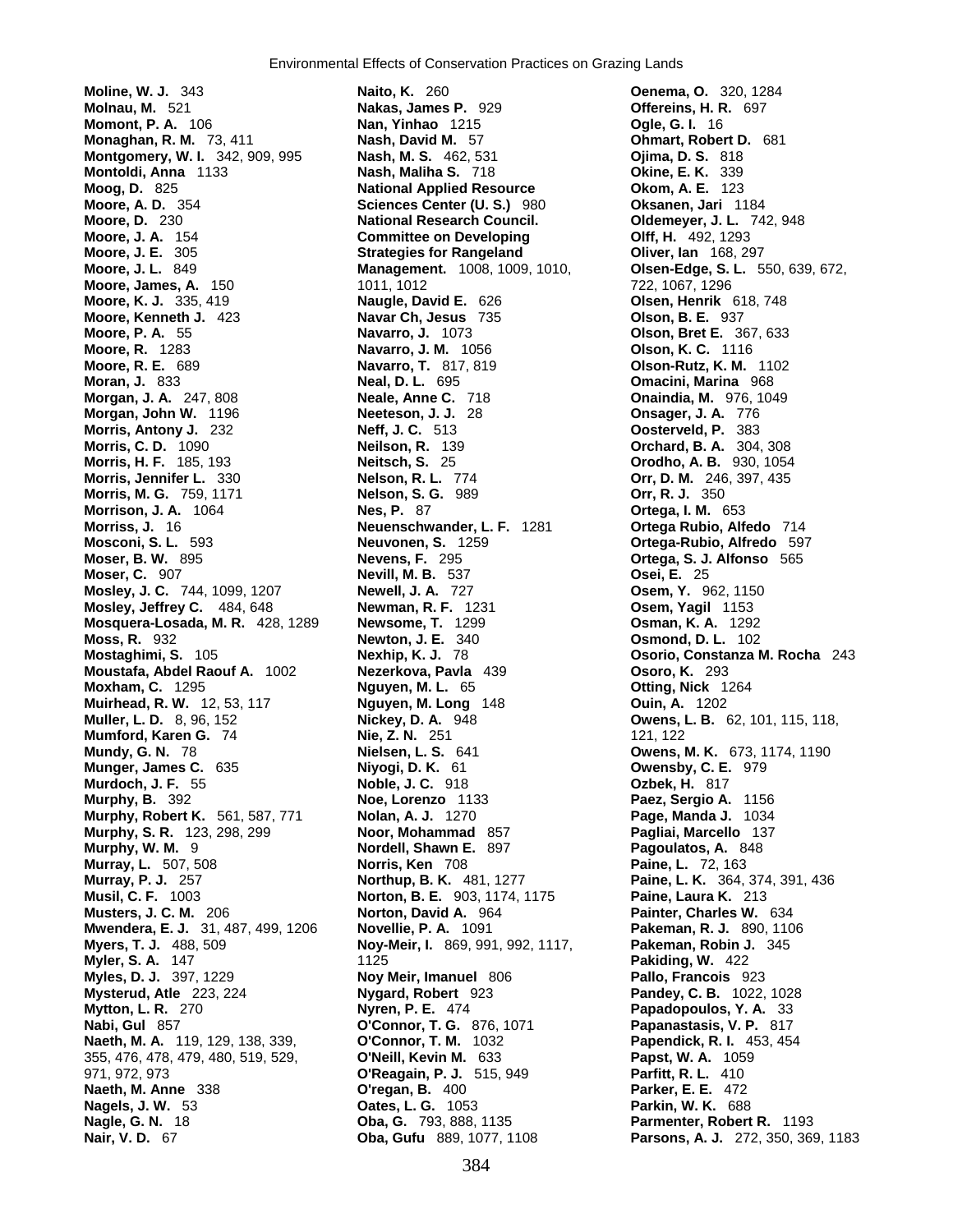**Moline, W. J.** 343
**Molnau, M.** 521
**Momont, P. A.** 106
**Monaghan, R. M.** 73, 411
**Montgomery, W. I.** 342, 909, 995
**Montoldi, Anna** 1133
**Moog, D.** 825
**Moore, A. D.** 354
**Moore, D.** 230
**Moore, J. A.** 154
**Moore, J. E.** 305
**Moore, J. L.** 849
**Moore, James, A.** 150
**Moore, K. J.** 335, 419
**Moore, Kenneth J.** 423
**Moore, P. A.** 55
**Moore, R.** 1283
**Moore, R. E.** 689
**Moran, J.** 833
**Morgan, J. A.** 247, 808
**Morgan, John W.** 1196
**Morris, Antony J.** 232
**Morris, C. D.** 1090
**Morris, H. F.** 185, 193
**Morris, Jennifer L.** 330
**Morris, M. G.** 759, 1171
**Morrison, J. A.** 1064
**Morriss, J.** 16
**Mosconi, S. L.** 593
**Moser, B. W.** 895
**Moser, C.** 907
**Mosley, J. C.** 744, 1099, 1207
**Mosley, Jeffrey C.** 484, 648
**Mosquera-Losada, M. R.** 428, 1289
**Moss, R.** 932
**Mostaghimi, S.** 105
**Moustafa, Abdel Raouf A.** 1002
**Moxham, C.** 1295
**Muirhead, R. W.** 12, 53, 117
**Muller, L. D.** 8, 96, 152
**Mumford, Karen G.** 74
**Mundy, G. N.** 78
**Munger, James C.** 635
**Murdoch, J. F.** 55
**Murphy, B.** 392
**Murphy, Robert K.** 561, 587, 771
**Murphy, S. R.** 123, 298, 299
**Murphy, W. M.** 9
**Murray, L.** 507, 508
**Murray, P. J.** 257
**Musil, C. F.** 1003
**Musters, J. C. M.** 206
**Mwendera, E. J.** 31, 487, 499, 1206
**Myers, T. J.** 488, 509
**Myler, S. A.** 147
**Myles, D. J.** 397, 1229
**Mysterud, Atle** 223, 224
**Mytton, L. R.** 270
**Nabi, Gul** 857
**Naeth, M. A.** 119, 129, 138, 339, 355, 476, 478, 479, 480, 519, 529, 971, 972, 973
**Naeth, M. Anne** 338
**Nagels, J. W.** 53
**Nagle, G. N.** 18
**Nair, V. D.** 67
**Naito, K.** 260
**Nakas, James P.** 929
**Nan, Yinhao** 1215
**Nash, David M.** 57
**Nash, M. S.** 462, 531
**Nash, Maliha S.** 718
**National Applied Resource Sciences Center (U. S.)** 980
**National Research Council. Committee on Developing Strategies for Rangeland Management.** 1008, 1009, 1010, 1011, 1012
**Naugle, David E.** 626
**Navar Ch, Jesus** 735
**Navarro, J.** 1073
**Navarro, J. M.** 1056
**Navarro, T.** 817, 819
**Neal, D. L.** 695
**Neale, Anne C.** 718
**Neeteson, J. J.** 28
**Neff, J. C.** 513
**Neilson, R.** 139
**Neitsch, S.** 25
**Nelson, R. L.** 774
**Nelson, S. G.** 989
**Nes, P.** 87
**Neuenschwander, L. F.** 1281
**Neuvonen, S.** 1259
**Nevens, F.** 295
**Nevill, M. B.** 537
**Newell, J. A.** 727
**Newman, R. F.** 1231
**Newsome, T.** 1299
**Newton, J. E.** 340
**Nexhip, K. J.** 78
**Nezerkova, Pavla** 439
**Nguyen, M. L.** 65
**Nguyen, M. Long** 148
**Nickey, D. A.** 948
**Nie, Z. N.** 251
**Nielsen, L. S.** 641
**Niyogi, D. K.** 61
**Noble, J. C.** 918
**Noe, Lorenzo** 1133
**Nolan, A. J.** 1270
**Noor, Mohammad** 857
**Nordell, Shawn E.** 897
**Norris, Ken** 708
**Northup, B. K.** 481, 1277
**Norton, B. E.** 903, 1174, 1175
**Norton, David A.** 964
**Novellie, P. A.** 1091
**Noy-Meir, I.** 869, 991, 992, 1117, 1125
**Noy Meir, Imanuel** 806
**Nygard, Robert** 923
**Nyren, P. E.** 474
**O'Connor, T. G.** 876, 1071
**O'Connor, T. M.** 1032
**O'Neill, Kevin M.** 633
**O'Reagain, P. J.** 515, 949
**O'regan, B.** 400
**Oates, L. G.** 1053
**Oba, G.** 793, 888, 1135
**Oba, Gufu** 889, 1077, 1108
**Oenema, O.** 320, 1284
**Offereins, H. R.** 697
**Ogle, G. I.** 16
**Ohmart, Robert D.** 681
**Ojima, D. S.** 818
**Okine, E. K.** 339
**Okom, A. E.** 123
**Oksanen, Jari** 1184
**Oldemeyer, J. L.** 742, 948
**Olff, H.** 492, 1293
**Oliver, Ian** 168, 297
**Olsen-Edge, S. L.** 550, 639, 672, 722, 1067, 1296
**Olsen, Henrik** 618, 748
**Olson, B. E.** 937
**Olson, Bret E.** 367, 633
**Olson, K. C.** 1116
**Olson-Rutz, K. M.** 1102
**Omacini, Marina** 968
**Onaindia, M.** 976, 1049
**Onsager, J. A.** 776
**Oosterveld, P.** 383
**Orchard, B. A.** 304, 308
**Orodho, A. B.** 930, 1054
**Orr, D. M.** 246, 397, 435
**Orr, R. J.** 350
**Ortega, I. M.** 653
**Ortega Rubio, Alfedo** 714
**Ortega-Rubio, Alfredo** 597
**Ortega, S. J. Alfonso** 565
**Osei, E.** 25
**Osem, Y.** 962, 1150
**Osem, Yagil** 1153
**Osman, K. A.** 1292
**Osmond, D. L.** 102
**Osorio, Constanza M. Rocha** 243
**Osoro, K.** 293
**Otting, Nick** 1264
**Ouin, A.** 1202
**Owens, L. B.** 62, 101, 115, 118, 121, 122
**Owens, M. K.** 673, 1174, 1190
**Owensby, C. E.** 979
**Ozbek, H.** 817
**Paez, Sergio A.** 1156
**Page, Manda J.** 1034
**Pagliai, Marcello** 137
**Pagoulatos, A.** 848
**Paine, L.** 72, 163
**Paine, L. K.** 364, 374, 391, 436
**Paine, Laura K.** 213
**Painter, Charles W.** 634
**Pakeman, R. J.** 890, 1106
**Pakeman, Robin J.** 345
**Pakiding, W.** 422
**Pallo, Francois** 923
**Pandey, C. B.** 1022, 1028
**Papadopoulos, Y. A.** 33
**Papanastasis, V. P.** 817
**Papendick, R. I.** 453, 454
**Papst, W. A.** 1059
**Parfitt, R. L.** 410
**Parker, E. E.** 472
**Parkin, W. K.** 688
**Parmenter, Robert R.** 1193
**Parsons, A. J.** 272, 350, 369, 1183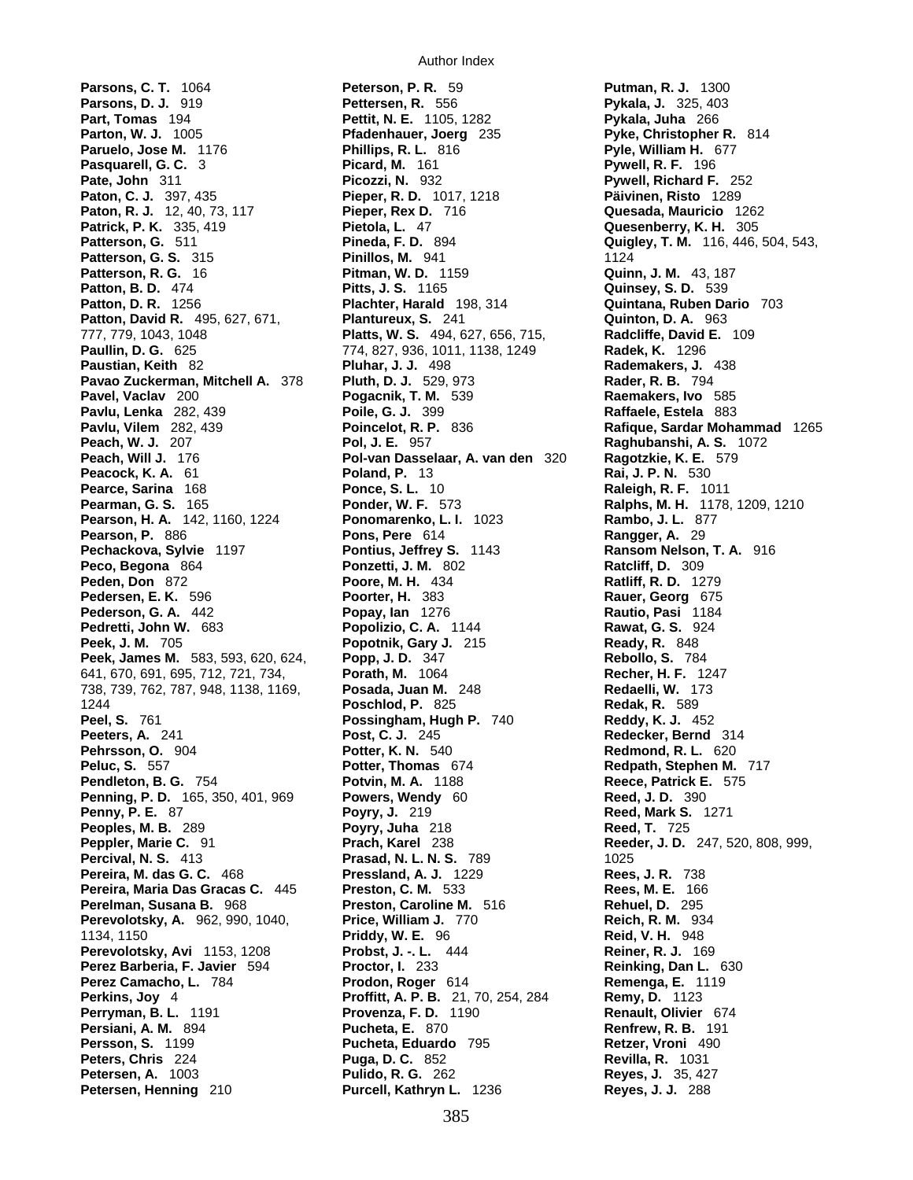**Parsons, C. T.** 1064
**Parsons, D. J.** 919
**Part, Tomas** 194
**Parton, W. J.** 1005
**Paruelo, Jose M.** 1176
**Pasquarell, G. C.** 3
**Pate, John** 311
**Paton, C. J.** 397, 435
**Paton, R. J.** 12, 40, 73, 117
**Patrick, P. K.** 335, 419
**Patterson, G.** 511
**Patterson, G. S.** 315
**Patterson, R. G.** 16
**Patton, B. D.** 474
**Patton, D. R.** 1256
**Patton, David R.** 495, 627, 671, 777, 779, 1043, 1048
**Paullin, D. G.** 625
**Paustian, Keith** 82
**Pavao Zuckerman, Mitchell A.** 378
**Pavel, Vaclav** 200
**Pavlu, Lenka** 282, 439
**Pavlu, Vilem** 282, 439
**Peach, W. J.** 207
**Peach, Will J.** 176
**Peacock, K. A.** 61
**Pearce, Sarina** 168
**Pearman, G. S.** 165
**Pearson, H. A.** 142, 1160, 1224
**Pearson, P.** 886
**Pechackova, Sylvie** 1197
**Peco, Begona** 864
**Peden, Don** 872
**Pedersen, E. K.** 596
**Pederson, G. A.** 442
**Pedretti, John W.** 683
**Peek, J. M.** 705
**Peek, James M.** 583, 593, 620, 624, 641, 670, 691, 695, 712, 721, 734, 738, 739, 762, 787, 948, 1138, 1169, 1244
**Peel, S.** 761
**Peeters, A.** 241
**Pehrsson, O.** 904
**Peluc, S.** 557
**Pendleton, B. G.** 754
**Penning, P. D.** 165, 350, 401, 969
**Penny, P. E.** 87
**Peoples, M. B.** 289
**Peppler, Marie C.** 91
**Percival, N. S.** 413
**Pereira, M. das G. C.** 468
**Pereira, Maria Das Gracas C.** 445
**Perelman, Susana B.** 968
**Perevolotsky, A.** 962, 990, 1040, 1134, 1150
**Perevolotsky, Avi** 1153, 1208
**Perez Barberia, F. Javier** 594
**Perez Camacho, L.** 784
**Perkins, Joy** 4
**Perryman, B. L.** 1191
**Persiani, A. M.** 894
**Persson, S.** 1199
**Peters, Chris** 224
**Petersen, A.** 1003
**Petersen, Henning** 210
**Peterson, P. R.** 59
**Pettersen, R.** 556
**Pettit, N. E.** 1105, 1282
**Pfadenhauer, Joerg** 235
**Phillips, R. L.** 816
**Picard, M.** 161
**Picozzi, N.** 932
**Pieper, R. D.** 1017, 1218
**Pieper, Rex D.** 716
**Pietola, L.** 47
**Pineda, F. D.** 894
**Pinillos, M.** 941
**Pitman, W. D.** 1159
**Pitts, J. S.** 1165
**Plachter, Harald** 198, 314
**Plantureux, S.** 241
**Platts, W. S.** 494, 627, 656, 715, 774, 827, 936, 1011, 1138, 1249
**Pluhar, J. J.** 498
**Pluth, D. J.** 529, 973
**Pogacnik, T. M.** 539
**Poile, G. J.** 399
**Poincelot, R. P.** 836
**Pol, J. E.** 957
**Pol-van Dasselaar, A. van den** 320
**Poland, P.** 13
**Ponce, S. L.** 10
**Ponder, W. F.** 573
**Ponomarenko, L. I.** 1023
**Pons, Pere** 614
**Pontius, Jeffrey S.** 1143
**Ponzetti, J. M.** 802
**Poore, M. H.** 434
**Poorter, H.** 383
**Popay, Ian** 1276
**Popolizio, C. A.** 1144
**Popotnik, Gary J.** 215
**Popp, J. D.** 347
**Porath, M.** 1064
**Posada, Juan M.** 248
**Poschlod, P.** 825
**Possingham, Hugh P.** 740
**Post, C. J.** 245
**Potter, K. N.** 540
**Potter, Thomas** 674
**Potvin, M. A.** 1188
**Powers, Wendy** 60
**Poyry, J.** 219
**Poyry, Juha** 218
**Prach, Karel** 238
**Prasad, N. L. N. S.** 789
**Pressland, A. J.** 1229
**Preston, C. M.** 533
**Preston, Caroline M.** 516
**Price, William J.** 770
**Priddy, W. E.** 96
**Probst, J. -. L.** 444
**Proctor, I.** 233
**Prodon, Roger** 614
**Proffitt, A. P. B.** 21, 70, 254, 284
**Provenza, F. D.** 1190
**Pucheta, E.** 870
**Pucheta, Eduardo** 795
**Puga, D. C.** 852
**Pulido, R. G.** 262
**Purcell, Kathryn L.** 1236
**Putman, R. J.** 1300
**Pykala, J.** 325, 403
**Pykala, Juha** 266
**Pyke, Christopher R.** 814
**Pyle, William H.** 677
**Pywell, R. F.** 196
**Pywell, Richard F.** 252
**Päivinen, Risto** 1289
**Quesada, Mauricio** 1262
**Quesenberry, K. H.** 305
**Quigley, T. M.** 116, 446, 504, 543, 1124
**Quinn, J. M.** 43, 187
**Quinsey, S. D.** 539
**Quintana, Ruben Dario** 703
**Quinton, D. A.** 963
**Radcliffe, David E.** 109
**Radek, K.** 1296
**Rademakers, J.** 438
**Rader, R. B.** 794
**Raemakers, Ivo** 585
**Raffaele, Estela** 883
**Rafique, Sardar Mohammad** 1265
**Raghubanshi, A. S.** 1072
**Ragotzkie, K. E.** 579
**Rai, J. P. N.** 530
**Raleigh, R. F.** 1011
**Ralphs, M. H.** 1178, 1209, 1210
**Rambo, J. L.** 877
**Rangger, A.** 29
**Ransom Nelson, T. A.** 916
**Ratcliff, D.** 309
**Ratliff, R. D.** 1279
**Rauer, Georg** 675
**Rautio, Pasi** 1184
**Rawat, G. S.** 924
**Ready, R.** 848
**Rebollo, S.** 784
**Recher, H. F.** 1247
**Redaelli, W.** 173
**Redak, R.** 589
**Reddy, K. J.** 452
**Redecker, Bernd** 314
**Redmond, R. L.** 620
**Redpath, Stephen M.** 717
**Reece, Patrick E.** 575
**Reed, J. D.** 390
**Reed, Mark S.** 1271
**Reed, T.** 725
**Reeder, J. D.** 247, 520, 808, 999, 1025
**Rees, J. R.** 738
**Rees, M. E.** 166
**Rehuel, D.** 295
**Reich, R. M.** 934
**Reid, V. H.** 948
**Reiner, R. J.** 169
**Reinking, Dan L.** 630
**Remenga, E.** 1119
**Remy, D.** 1123
**Renault, Olivier** 674
**Renfrew, R. B.** 191
**Retzer, Vroni** 490
**Revilla, R.** 1031
**Reyes, J.** 35, 427
**Reyes, J. J.** 288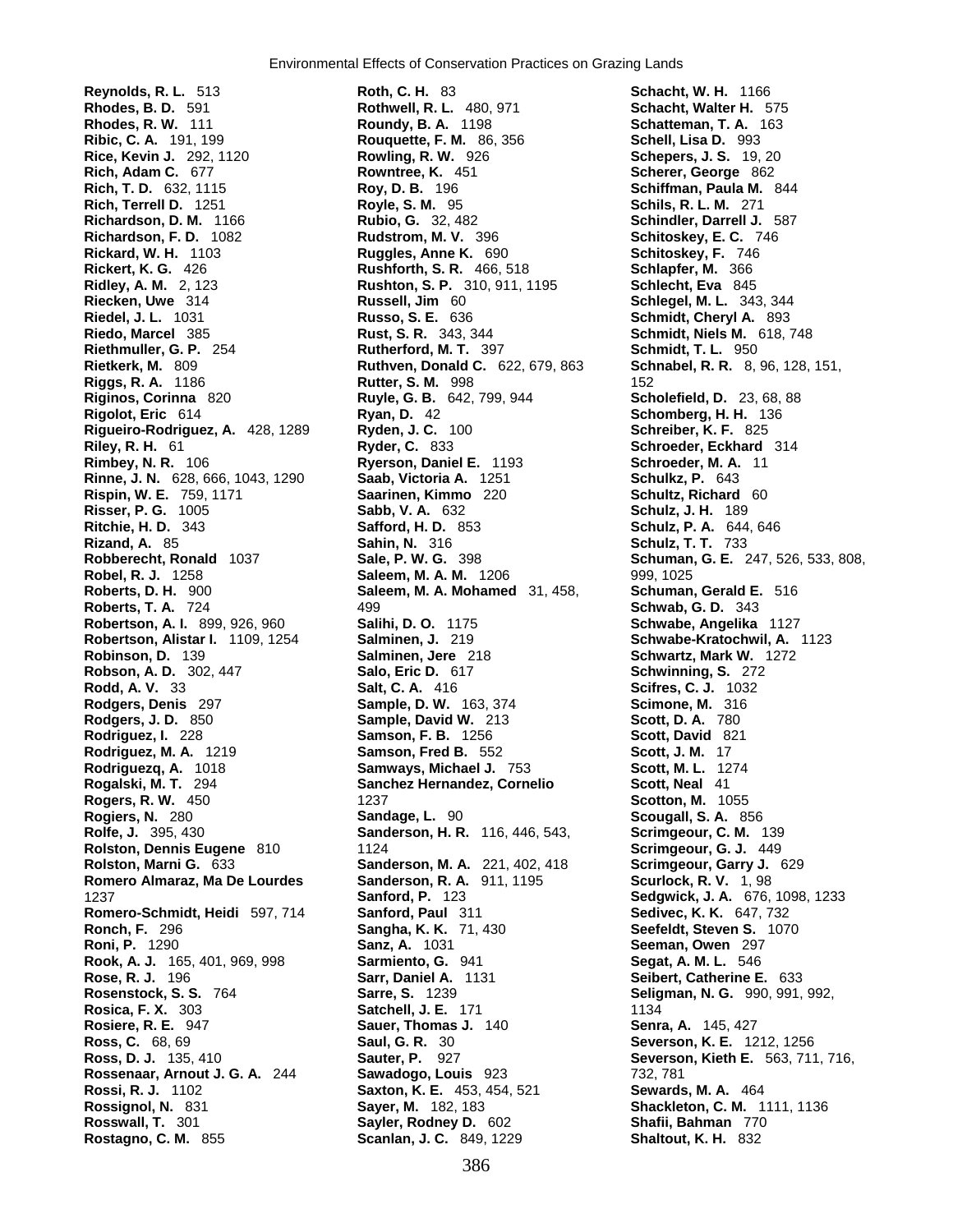**Reynolds, R. L.** 513
**Rhodes, B. D.** 591
**Rhodes, R. W.** 111
**Ribic, C. A.** 191, 199
**Rice, Kevin J.** 292, 1120
**Rich, Adam C.** 677
**Rich, T. D.** 632, 1115
**Rich, Terrell D.** 1251
**Richardson, D. M.** 1166
**Richardson, F. D.** 1082
**Rickard, W. H.** 1103
**Rickert, K. G.** 426
**Ridley, A. M.** 2, 123
**Riecken, Uwe** 314
**Riedel, J. L.** 1031
**Riedo, Marcel** 385
**Riethmuller, G. P.** 254
**Rietkerk, M.** 809
**Riggs, R. A.** 1186
**Riginos, Corinna** 820
**Rigolot, Eric** 614
**Rigueiro-Rodriguez, A.** 428, 1289
**Riley, R. H.** 61
**Rimbey, N. R.** 106
**Rinne, J. N.** 628, 666, 1043, 1290
**Rispin, W. E.** 759, 1171
**Risser, P. G.** 1005
**Ritchie, H. D.** 343
**Rizand, A.** 85
**Robberecht, Ronald** 1037
**Robel, R. J.** 1258
**Roberts, D. H.** 900
**Roberts, T. A.** 724
**Robertson, A. I.** 899, 926, 960
**Robertson, Alistar I.** 1109, 1254
**Robinson, D.** 139
**Robson, A. D.** 302, 447
**Rodd, A. V.** 33
**Rodgers, Denis** 297
**Rodgers, J. D.** 850
**Rodriguez, I.** 228
**Rodriguez, M. A.** 1219
**Rodriguezq, A.** 1018
**Rogalski, M. T.** 294
**Rogers, R. W.** 450
**Rogiers, N.** 280
**Rolfe, J.** 395, 430
**Rolston, Dennis Eugene** 810
**Rolston, Marni G.** 633
**Romero Almaraz, Ma De Lourdes** 1237
**Romero-Schmidt, Heidi** 597, 714
**Ronch, F.** 296
**Roni, P.** 1290
**Rook, A. J.** 165, 401, 969, 998
**Rose, R. J.** 196
**Rosenstock, S. S.** 764
**Rosica, F. X.** 303
**Rosiere, R. E.** 947
**Ross, C.** 68, 69
**Ross, D. J.** 135, 410
**Rossenaar, Arnout J. G. A.** 244
**Rossi, R. J.** 1102
**Rossignol, N.** 831
**Rosswall, T.** 301
**Rostagno, C. M.** 855
**Roth, C. H.** 83
**Rothwell, R. L.** 480, 971
**Roundy, B. A.** 1198
**Rouquette, F. M.** 86, 356
**Rowling, R. W.** 926
**Rowntree, K.** 451
**Roy, D. B.** 196
**Royle, S. M.** 95
**Rubio, G.** 32, 482
**Rudstrom, M. V.** 396
**Ruggles, Anne K.** 690
**Rushforth, S. R.** 466, 518
**Rushton, S. P.** 310, 911, 1195
**Russell, Jim** 60
**Russo, S. E.** 636
**Rust, S. R.** 343, 344
**Rutherford, M. T.** 397
**Ruthven, Donald C.** 622, 679, 863
**Rutter, S. M.** 998
**Ruyle, G. B.** 642, 799, 944
**Ryan, D.** 42
**Ryden, J. C.** 100
**Ryder, C.** 833
**Ryerson, Daniel E.** 1193
**Saab, Victoria A.** 1251
**Saarinen, Kimmo** 220
**Sabb, V. A.** 632
**Safford, H. D.** 853
**Sahin, N.** 316
**Sale, P. W. G.** 398
**Saleem, M. A. M.** 1206
**Saleem, M. A. Mohamed** 31, 458, 499
**Salihi, D. O.** 1175
**Salminen, J.** 219
**Salminen, Jere** 218
**Salo, Eric D.** 617
**Salt, C. A.** 416
**Sample, D. W.** 163, 374
**Sample, David W.** 213
**Samson, F. B.** 1256
**Samson, Fred B.** 552
**Samways, Michael J.** 753
**Sanchez Hernandez, Cornelio** 1237
**Sandage, L.** 90
**Sanderson, H. R.** 116, 446, 543, 1124
**Sanderson, M. A.** 221, 402, 418
**Sanderson, R. A.** 911, 1195
**Sanford, P.** 123
**Sanford, Paul** 311
**Sangha, K. K.** 71, 430
**Sanz, A.** 1031
**Sarmiento, G.** 941
**Sarr, Daniel A.** 1131
**Sarre, S.** 1239
**Satchell, J. E.** 171
**Sauer, Thomas J.** 140
**Saul, G. R.** 30
**Sauter, P.** 927
**Sawadogo, Louis** 923
**Saxton, K. E.** 453, 454, 521
**Sayer, M.** 182, 183
**Sayler, Rodney D.** 602
**Scanlan, J. C.** 849, 1229
**Schacht, W. H.** 1166
**Schacht, Walter H.** 575
**Schatteman, T. A.** 163
**Schell, Lisa D.** 993
**Schepers, J. S.** 19, 20
**Scherer, George** 862
**Schiffman, Paula M.** 844
**Schils, R. L. M.** 271
**Schindler, Darrell J.** 587
**Schitoskey, E. C.** 746
**Schitoskey, F.** 746
**Schlapfer, M.** 366
**Schlecht, Eva** 845
**Schlegel, M. L.** 343, 344
**Schmidt, Cheryl A.** 893
**Schmidt, Niels M.** 618, 748
**Schmidt, T. L.** 950
**Schnabel, R. R.** 8, 96, 128, 151, 152
**Scholefield, D.** 23, 68, 88
**Schomberg, H. H.** 136
**Schreiber, K. F.** 825
**Schroeder, Eckhard** 314
**Schroeder, M. A.** 11
**Schulkz, P.** 643
**Schultz, Richard** 60
**Schulz, J. H.** 189
**Schulz, P. A.** 644, 646
**Schulz, T. T.** 733
**Schuman, G. E.** 247, 526, 533, 808, 999, 1025
**Schuman, Gerald E.** 516
**Schwab, G. D.** 343
**Schwabe, Angelika** 1127
**Schwabe-Kratochwil, A.** 1123
**Schwartz, Mark W.** 1272
**Schwinning, S.** 272
**Scifres, C. J.** 1032
**Scimone, M.** 316
**Scott, D. A.** 780
**Scott, David** 821
**Scott, J. M.** 17
**Scott, M. L.** 1274
**Scott, Neal** 41
**Scotton, M.** 1055
**Scougall, S. A.** 856
**Scrimgeour, C. M.** 139
**Scrimgeour, G. J.** 449
**Scrimgeour, Garry J.** 629
**Scurlock, R. V.** 1, 98
**Sedgwick, J. A.** 676, 1098, 1233
**Sedivec, K. K.** 647, 732
**Seefeldt, Steven S.** 1070
**Seeman, Owen** 297
**Segat, A. M. L.** 546
**Seibert, Catherine E.** 633
**Seligman, N. G.** 990, 991, 992, 1134
**Senra, A.** 145, 427
**Severson, K. E.** 1212, 1256
**Severson, Kieth E.** 563, 711, 716, 732, 781
**Sewards, M. A.** 464
**Shackleton, C. M.** 1111, 1136
**Shafii, Bahman** 770
**Shaltout, K. H.** 832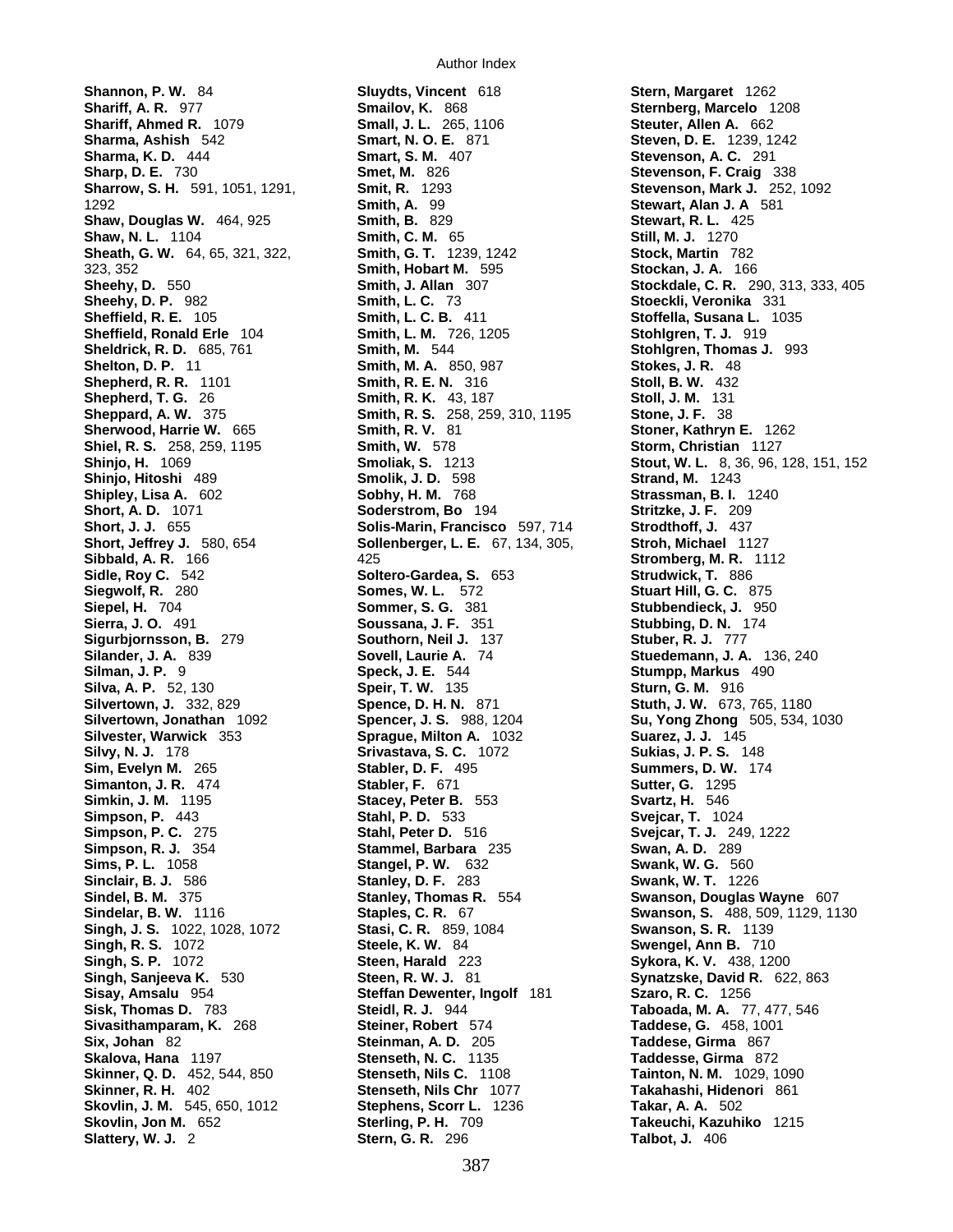**Shannon, P. W.** 84
**Shariff, A. R.** 977
**Shariff, Ahmed R.** 1079
**Sharma, Ashish** 542
**Sharma, K. D.** 444
**Sharp, D. E.** 730
**Sharrow, S. H.** 591, 1051, 1291, 1292
**Shaw, Douglas W.** 464, 925
**Shaw, N. L.** 1104
**Sheath, G. W.** 64, 65, 321, 322, 323, 352
**Sheehy, D.** 550
**Sheehy, D. P.** 982
**Sheffield, R. E.** 105
**Sheffield, Ronald Erle** 104
**Sheldrick, R. D.** 685, 761
**Shelton, D. P.** 11
**Shepherd, R. R.** 1101
**Shepherd, T. G.** 26
**Sheppard, A. W.** 375
**Sherwood, Harrie W.** 665
**Shiel, R. S.** 258, 259, 1195
**Shinjo, H.** 1069
**Shinjo, Hitoshi** 489
**Shipley, Lisa A.** 602
**Short, A. D.** 1071
**Short, J. J.** 655
**Short, Jeffrey J.** 580, 654
**Sibbald, A. R.** 166
**Sidle, Roy C.** 542
**Siegwolf, R.** 280
**Siepel, H.** 704
**Sierra, J. O.** 491
**Sigurbjornsson, B.** 279
**Silander, J. A.** 839
**Silman, J. P.** 9
**Silva, A. P.** 52, 130
**Silvertown, J.** 332, 829
**Silvertown, Jonathan** 1092
**Silvester, Warwick** 353
**Silvy, N. J.** 178
**Sim, Evelyn M.** 265
**Simanton, J. R.** 474
**Simkin, J. M.** 1195
**Simpson, P.** 443
**Simpson, P. C.** 275
**Simpson, R. J.** 354
**Sims, P. L.** 1058
**Sinclair, B. J.** 586
**Sindel, B. M.** 375
**Sindelar, B. W.** 1116
**Singh, J. S.** 1022, 1028, 1072
**Singh, R. S.** 1072
**Singh, S. P.** 1072
**Singh, Sanjeeva K.** 530
**Sisay, Amsalu** 954
**Sisk, Thomas D.** 783
**Sivasithamparam, K.** 268
**Six, Johan** 82
**Skalova, Hana** 1197
**Skinner, Q. D.** 452, 544, 850
**Skinner, R. H.** 402
**Skovlin, J. M.** 545, 650, 1012
**Skovlin, Jon M.** 652
**Slattery, W. J.** 2
**Sluydts, Vincent** 618
**Smailov, K.** 868
**Small, J. L.** 265, 1106
**Smart, N. O. E.** 871
**Smart, S. M.** 407
**Smet, M.** 826
**Smit, R.** 1293
**Smith, A.** 99
**Smith, B.** 829
**Smith, C. M.** 65
**Smith, G. T.** 1239, 1242
**Smith, Hobart M.** 595
**Smith, J. Allan** 307
**Smith, L. C.** 73
**Smith, L. C. B.** 411
**Smith, L. M.** 726, 1205
**Smith, M.** 544
**Smith, M. A.** 850, 987
**Smith, R. E. N.** 316
**Smith, R. K.** 43, 187
**Smith, R. S.** 258, 259, 310, 1195
**Smith, R. V.** 81
**Smith, W.** 578
**Smoliak, S.** 1213
**Smolik, J. D.** 598
**Sobhy, H. M.** 768
**Soderstrom, Bo** 194
**Solis-Marin, Francisco** 597, 714
**Sollenberger, L. E.** 67, 134, 305, 425
**Soltero-Gardea, S.** 653
**Somes, W. L.** 572
**Sommer, S. G.** 381
**Soussana, J. F.** 351
**Southorn, Neil J.** 137
**Sovell, Laurie A.** 74
**Speck, J. E.** 544
**Speir, T. W.** 135
**Spence, D. H. N.** 871
**Spencer, J. S.** 988, 1204
**Sprague, Milton A.** 1032
**Srivastava, S. C.** 1072
**Stabler, D. F.** 495
**Stabler, F.** 671
**Stacey, Peter B.** 553
**Stahl, P. D.** 533
**Stahl, Peter D.** 516
**Stammel, Barbara** 235
**Stangel, P. W.** 632
**Stanley, D. F.** 283
**Stanley, Thomas R.** 554
**Staples, C. R.** 67
**Stasi, C. R.** 859, 1084
**Steele, K. W.** 84
**Steen, Harald** 223
**Steen, R. W. J.** 81
**Steffan Dewenter, Ingolf** 181
**Steidl, R. J.** 944
**Steiner, Robert** 574
**Steinman, A. D.** 205
**Stenseth, N. C.** 1135
**Stenseth, Nils C.** 1108
**Stenseth, Nils Chr** 1077
**Stephens, Scorr L.** 1236
**Sterling, P. H.** 709
**Stern, G. R.** 296
**Stern, Margaret** 1262
**Sternberg, Marcelo** 1208
**Steuter, Allen A.** 662
**Steven, D. E.** 1239, 1242
**Stevenson, A. C.** 291
**Stevenson, F. Craig** 338
**Stevenson, Mark J.** 252, 1092
**Stewart, Alan J. A** 581
**Stewart, R. L.** 425
**Still, M. J.** 1270
**Stock, Martin** 782
**Stockan, J. A.** 166
**Stockdale, C. R.** 290, 313, 333, 405
**Stoeckli, Veronika** 331
**Stoffella, Susana L.** 1035
**Stohlgren, T. J.** 919
**Stohlgren, Thomas J.** 993
**Stokes, J. R.** 48
**Stoll, B. W.** 432
**Stoll, J. M.** 131
**Stone, J. F.** 38
**Stoner, Kathryn E.** 1262
**Storm, Christian** 1127
**Stout, W. L.** 8, 36, 96, 128, 151, 152
**Strand, M.** 1243
**Strassman, B. I.** 1240
**Stritzke, J. F.** 209
**Strodthoff, J.** 437
**Stroh, Michael** 1127
**Stromberg, M. R.** 1112
**Strudwick, T.** 886
**Stuart Hill, G. C.** 875
**Stubbendieck, J.** 950
**Stubbing, D. N.** 174
**Stuber, R. J.** 777
**Stuedemann, J. A.** 136, 240
**Stumpp, Markus** 490
**Sturn, G. M.** 916
**Stuth, J. W.** 673, 765, 1180
**Su, Yong Zhong** 505, 534, 1030
**Suarez, J. J.** 145
**Sukias, J. P. S.** 148
**Summers, D. W.** 174
**Sutter, G.** 1295
**Svartz, H.** 546
**Svejcar, T.** 1024
**Svejcar, T. J.** 249, 1222
**Swan, A. D.** 289
**Swank, W. G.** 560
**Swank, W. T.** 1226
**Swanson, Douglas Wayne** 607
**Swanson, S.** 488, 509, 1129, 1130
**Swanson, S. R.** 1139
**Swengel, Ann B.** 710
**Sykora, K. V.** 438, 1200
**Synatzske, David R.** 622, 863
**Szaro, R. C.** 1256
**Taboada, M. A.** 77, 477, 546
**Taddese, G.** 458, 1001
**Taddese, Girma** 867
**Taddesse, Girma** 872
**Tainton, N. M.** 1029, 1090
**Takahashi, Hidenori** 861
**Takar, A. A.** 502
**Takeuchi, Kazuhiko** 1215
**Talbot, J.** 406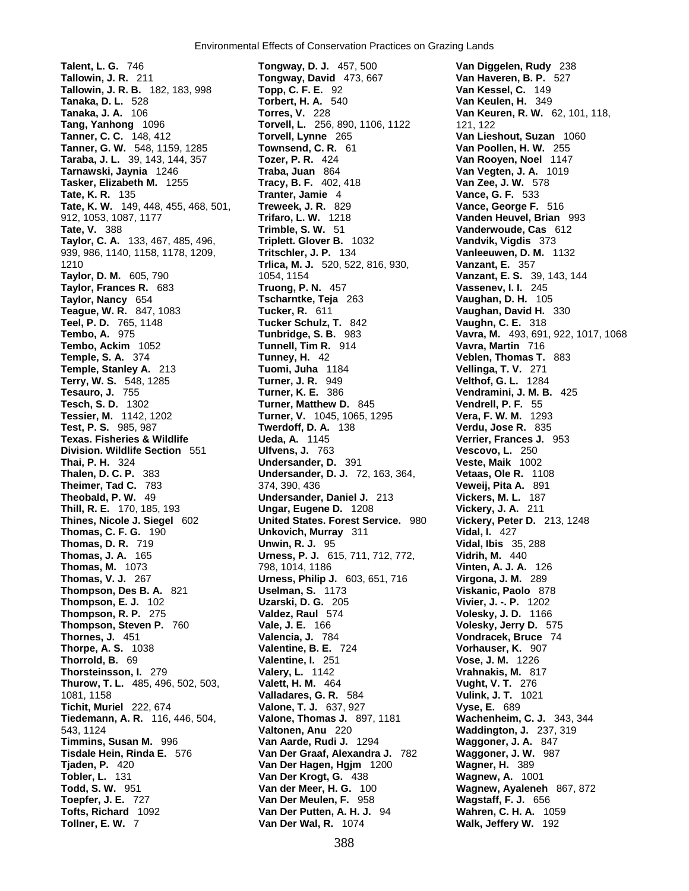**Talent, L. G.** 746
**Tallowin, J. R.** 211
**Tallowin, J. R. B.** 182, 183, 998
**Tanaka, D. L.** 528
**Tanaka, J. A.** 106
**Tang, Yanhong** 1096
**Tanner, C. C.** 148, 412
**Tanner, G. W.** 548, 1159, 1285
**Taraba, J. L.** 39, 143, 144, 357
**Tarnawski, Jaynia** 1246
**Tasker, Elizabeth M.** 1255
**Tate, K. R.** 135
**Tate, K. W.** 149, 448, 455, 468, 501, 912, 1053, 1087, 1177
**Tate, V.** 388
**Taylor, C. A.** 133, 467, 485, 496, 939, 986, 1140, 1158, 1178, 1209, 1210
**Taylor, D. M.** 605, 790
**Taylor, Frances R.** 683
**Taylor, Nancy** 654
**Teague, W. R.** 847, 1083
**Teel, P. D.** 765, 1148
**Tembo, A.** 975
**Tembo, Ackim** 1052
**Temple, S. A.** 374
**Temple, Stanley A.** 213
**Terry, W. S.** 548, 1285
**Tesauro, J.** 755
**Tesch, S. D.** 1302
**Tessier, M.** 1142, 1202
**Test, P. S.** 985, 987
**Texas. Fisheries & Wildlife Division. Wildlife Section** 551
**Thai, P. H.** 324
**Thalen, D. C. P.** 383
**Theimer, Tad C.** 783
**Theobald, P. W.** 49
**Thill, R. E.** 170, 185, 193
**Thines, Nicole J. Siegel** 602
**Thomas, C. F. G.** 190
**Thomas, D. R.** 719
**Thomas, J. A.** 165
**Thomas, M.** 1073
**Thomas, V. J.** 267
**Thompson, Des B. A.** 821
**Thompson, E. J.** 102
**Thompson, R. P.** 275
**Thompson, Steven P.** 760
**Thornes, J.** 451
**Thorpe, A. S.** 1038
**Thorrold, B.** 69
**Thorsteinsson, I.** 279
**Thurow, T. L.** 485, 496, 502, 503, 1081, 1158
**Tichit, Muriel** 222, 674
**Tiedemann, A. R.** 116, 446, 504, 543, 1124
**Timmins, Susan M.** 996
**Tisdale Hein, Rinda E.** 576
**Tjaden, P.** 420
**Tobler, L.** 131
**Todd, S. W.** 951
**Toepfer, J. E.** 727
**Tofts, Richard** 1092
**Tollner, E. W.** 7
**Tongway, D. J.** 457, 500
**Tongway, David** 473, 667
**Topp, C. F. E.** 92
**Torbert, H. A.** 540
**Torres, V.** 228
**Torvell, L.** 256, 890, 1106, 1122
**Torvell, Lynne** 265
**Townsend, C. R.** 61
**Tozer, P. R.** 424
**Traba, Juan** 864
**Tracy, B. F.** 402, 418
**Tranter, Jamie** 4
**Treweek, J. R.** 829
**Trifaro, L. W.** 1218
**Trimble, S. W.** 51
**Triplett. Glover B.** 1032
**Tritschler, J. P.** 134
**Trlica, M. J.** 520, 522, 816, 930, 1054, 1154
**Truong, P. N.** 457
**Tscharntke, Teja** 263
**Tucker, R.** 611
**Tucker Schulz, T.** 842
**Tunbridge, S. B.** 983
**Tunnell, Tim R.** 914
**Tunney, H.** 42
**Tuomi, Juha** 1184
**Turner, J. R.** 949
**Turner, K. E.** 386
**Turner, Matthew D.** 845
**Turner, V.** 1045, 1065, 1295
**Twerdoff, D. A.** 138
**Ueda, A.** 1145
**Ulfvens, J.** 763
**Undersander, D.** 391
**Undersander, D. J.** 72, 163, 364, 374, 390, 436
**Undersander, Daniel J.** 213
**Ungar, Eugene D.** 1208
**United States. Forest Service.** 980
**Unkovich, Murray** 311
**Unwin, R. J.** 95
**Urness, P. J.** 615, 711, 712, 772, 798, 1014, 1186
**Urness, Philip J.** 603, 651, 716
**Uselman, S.** 1173
**Uzarski, D. G.** 205
**Valdez, Raul** 574
**Vale, J. E.** 166
**Valencia, J.** 784
**Valentine, B. E.** 724
**Valentine, I.** 251
**Valery, L.** 1142
**Valett, H. M.** 464
**Valladares, G. R.** 584
**Valone, T. J.** 637, 927
**Valone, Thomas J.** 897, 1181
**Valtonen, Anu** 220
**Van Aarde, Rudi J.** 1294
**Van Der Graaf, Alexandra J.** 782
**Van Der Hagen, Hgjm** 1200
**Van Der Krogt, G.** 438
**Van der Meer, H. G.** 100
**Van Der Meulen, F.** 958
**Van Der Putten, A. H. J.** 94
**Van Der Wal, R.** 1074
**Van Diggelen, Rudy** 238
**Van Haveren, B. P.** 527
**Van Kessel, C.** 149
**Van Keulen, H.** 349
**Van Keuren, R. W.** 62, 101, 118, 121, 122
**Van Lieshout, Suzan** 1060
**Van Poollen, H. W.** 255
**Van Rooyen, Noel** 1147
**Van Vegten, J. A.** 1019
**Van Zee, J. W.** 578
**Vance, G. F.** 533
**Vance, George F.** 516
**Vanden Heuvel, Brian** 993
**Vanderwoude, Cas** 612
**Vandvik, Vigdis** 373
**Vanleeuwen, D. M.** 1132
**Vanzant, E.** 357
**Vanzant, E. S.** 39, 143, 144
**Vassenev, I. I.** 245
**Vaughan, D. H.** 105
**Vaughan, David H.** 330
**Vaughn, C. E.** 318
**Vavra, M.** 493, 691, 922, 1017, 1068
**Vavra, Martin** 716
**Veblen, Thomas T.** 883
**Vellinga, T. V.** 271
**Velthof, G. L.** 1284
**Vendramini, J. M. B.** 425
**Vendrell, P. F.** 55
**Vera, F. W. M.** 1293
**Verdu, Jose R.** 835
**Verrier, Frances J.** 953
**Vescovo, L.** 250
**Veste, Maik** 1002
**Vetaas, Ole R.** 1108
**Veweij, Pita A.** 891
**Vickers, M. L.** 187
**Vickery, J. A.** 211
**Vickery, Peter D.** 213, 1248
**Vidal, I.** 427
**Vidal, Ibis** 35, 288
**Vidrih, M.** 440
**Vinten, A. J. A.** 126
**Virgona, J. M.** 289
**Viskanic, Paolo** 878
**Vivier, J. -. P.** 1202
**Volesky, J. D.** 1166
**Volesky, Jerry D.** 575
**Vondracek, Bruce** 74
**Vorhauser, K.** 907
**Vose, J. M.** 1226
**Vrahnakis, M.** 817
**Vught, V. T.** 276
**Vulink, J. T.** 1021
**Vyse, E.** 689
**Wachenheim, C. J.** 343, 344
**Waddington, J.** 237, 319
**Waggoner, J. A.** 847
**Waggoner, J. W.** 987
**Wagner, H.** 389
**Wagnew, A.** 1001
**Wagnew, Ayaleneh** 867, 872
**Wagstaff, F. J.** 656
**Wahren, C. H. A.** 1059
**Walk, Jeffery W.** 192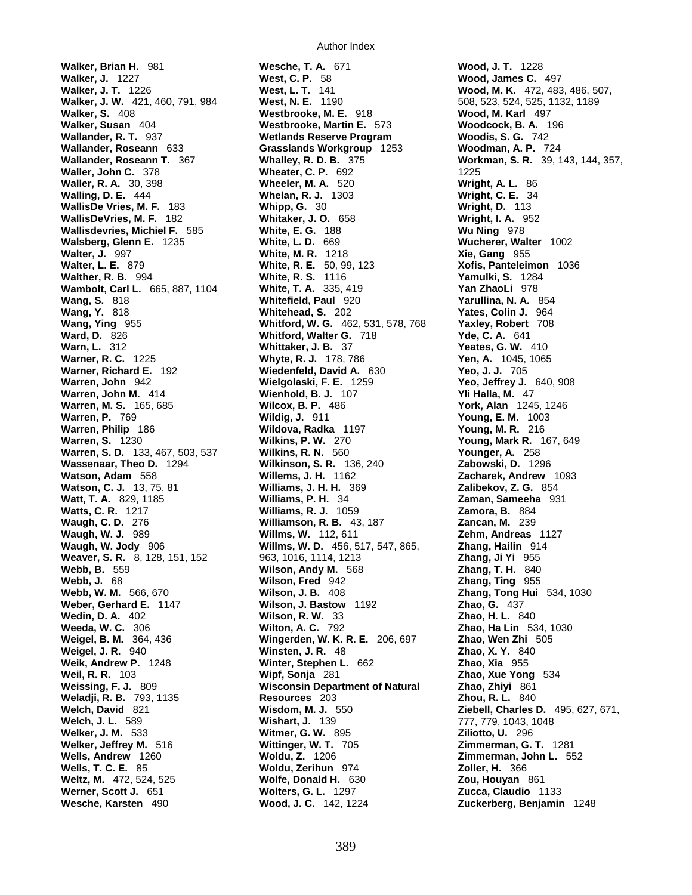**Walker, Brian H.** 981
**Walker, J.** 1227
**Walker, J. T.** 1226
**Walker, J. W.** 421, 460, 791, 984
**Walker, S.** 408
**Walker, Susan** 404
**Wallander, R. T.** 937
**Wallander, Roseann** 633
**Wallander, Roseann T.** 367
**Waller, John C.** 378
**Waller, R. A.** 30, 398
**Walling, D. E.** 444
**WallisDe Vries, M. F.** 183
**WallisDeVries, M. F.** 182
**Wallisdevries, Michiel F.** 585
**Walsberg, Glenn E.** 1235
**Walter, J.** 997
**Walter, L. E.** 879
**Walther, R. B.** 994
**Wambolt, Carl L.** 665, 887, 1104
**Wang, S.** 818
**Wang, Y.** 818
**Wang, Ying** 955
**Ward, D.** 826
**Warn, L.** 312
**Warner, R. C.** 1225
**Warner, Richard E.** 192
**Warren, John** 942
**Warren, John M.** 414
**Warren, M. S.** 165, 685
**Warren, P.** 769
**Warren, Philip** 186
**Warren, S.** 1230
**Warren, S. D.** 133, 467, 503, 537
**Wassenaar, Theo D.** 1294
**Watson, Adam** 558
**Watson, C. J.** 13, 75, 81
**Watt, T. A.** 829, 1185
**Watts, C. R.** 1217
**Waugh, C. D.** 276
**Waugh, W. J.** 989
**Waugh, W. Jody** 906
**Weaver, S. R.** 8, 128, 151, 152
**Webb, B.** 559
**Webb, J.** 68
**Webb, W. M.** 566, 670
**Weber, Gerhard E.** 1147
**Wedin, D. A.** 402
**Weeda, W. C.** 306
**Weigel, B. M.** 364, 436
**Weigel, J. R.** 940
**Weik, Andrew P.** 1248
**Weil, R. R.** 103
**Weissing, F. J.** 809
**Weladji, R. B.** 793, 1135
**Welch, David** 821
**Welch, J. L.** 589
**Welker, J. M.** 533
**Welker, Jeffrey M.** 516
**Wells, Andrew** 1260
**Wells, T. C. E.** 85
**Weltz, M.** 472, 524, 525
**Werner, Scott J.** 651
**Wesche, Karsten** 490
**Wesche, T. A.** 671
**West, C. P.** 58
**West, L. T.** 141
**West, N. E.** 1190
**Westbrooke, M. E.** 918
**Westbrooke, Martin E.** 573
**Wetlands Reserve Program Grasslands Workgroup** 1253
**Whalley, R. D. B.** 375
**Wheater, C. P.** 692
**Wheeler, M. A.** 520
**Whelan, R. J.** 1303
**Whipp, G.** 30
**Whitaker, J. O.** 658
**White, E. G.** 188
**White, L. D.** 669
**White, M. R.** 1218
**White, R. E.** 50, 99, 123
**White, R. S.** 1116
**White, T. A.** 335, 419
**Whitefield, Paul** 920
**Whitehead, S.** 202
**Whitford, W. G.** 462, 531, 578, 768
**Whitford, Walter G.** 718
**Whittaker, J. B.** 37
**Whyte, R. J.** 178, 786
**Wiedenfeld, David A.** 630
**Wielgolaski, F. E.** 1259
**Wienhold, B. J.** 107
**Wilcox, B. P.** 486
**Wildig, J.** 911
**Wildova, Radka** 1197
**Wilkins, P. W.** 270
**Wilkins, R. N.** 560
**Wilkinson, S. R.** 136, 240
**Willems, J. H.** 1162
**Williams, J. H. H.** 369
**Williams, P. H.** 34
**Williams, R. J.** 1059
**Williamson, R. B.** 43, 187
**Willms, W.** 112, 611
**Willms, W. D.** 456, 517, 547, 865, 963, 1016, 1114, 1213
**Wilson, Andy M.** 568
**Wilson, Fred** 942
**Wilson, J. B.** 408
**Wilson, J. Bastow** 1192
**Wilson, R. W.** 33
**Wilton, A. C.** 792
**Wingerden, W. K. R. E.** 206, 697
**Winsten, J. R.** 48
**Winter, Stephen L.** 662
**Wipf, Sonja** 281
**Wisconsin Department of Natural Resources** 203
**Wisdom, M. J.** 550
**Wishart, J.** 139
**Witmer, G. W.** 895
**Wittinger, W. T.** 705
**Woldu, Z.** 1206
**Woldu, Zerihun** 974
**Wolfe, Donald H.** 630
**Wolters, G. L.** 1297
**Wood, J. C.** 142, 1224
**Wood, J. T.** 1228
**Wood, James C.** 497
**Wood, M. K.** 472, 483, 486, 507, 508, 523, 524, 525, 1132, 1189
**Wood, M. Karl** 497
**Woodcock, B. A.** 196
**Woodis, S. G.** 742
**Woodman, A. P.** 724
**Workman, S. R.** 39, 143, 144, 357, 1225
**Wright, A. L.** 86
**Wright, C. E.** 34
**Wright, D.** 113
**Wright, I. A.** 952
**Wu Ning** 978
**Wucherer, Walter** 1002
**Xie, Gang** 955
**Xofis, Panteleimon** 1036
**Yamulki, S.** 1284
**Yan ZhaoLi** 978
**Yarullina, N. A.** 854
**Yates, Colin J.** 964
**Yaxley, Robert** 708
**Yde, C. A.** 641
**Yeates, G. W.** 410
**Yen, A.** 1045, 1065
**Yeo, J. J.** 705
**Yeo, Jeffrey J.** 640, 908
**Yli Halla, M.** 47
**York, Alan** 1245, 1246
**Young, E. M.** 1003
**Young, M. R.** 216
**Young, Mark R.** 167, 649
**Younger, A.** 258
**Zabowski, D.** 1296
**Zacharek, Andrew** 1093
**Zalibekov, Z. G.** 854
**Zaman, Sameeha** 931
**Zamora, B.** 884
**Zancan, M.** 239
**Zehm, Andreas** 1127
**Zhang, Hailin** 914
**Zhang, Ji Yi** 955
**Zhang, T. H.** 840
**Zhang, Ting** 955
**Zhang, Tong Hui** 534, 1030
**Zhao, G.** 437
**Zhao, H. L.** 840
**Zhao, Ha Lin** 534, 1030
**Zhao, Wen Zhi** 505
**Zhao, X. Y.** 840
**Zhao, Xia** 955
**Zhao, Xue Yong** 534
**Zhao, Zhiyi** 861
**Zhou, R. L.** 840
**Ziebell, Charles D.** 495, 627, 671, 777, 779, 1043, 1048
**Ziliotto, U.** 296
**Zimmerman, G. T.** 1281
**Zimmerman, John L.** 552
**Zoller, H.** 366
**Zou, Houyan** 861
**Zucca, Claudio** 1133
**Zuckerberg, Benjamin** 1248